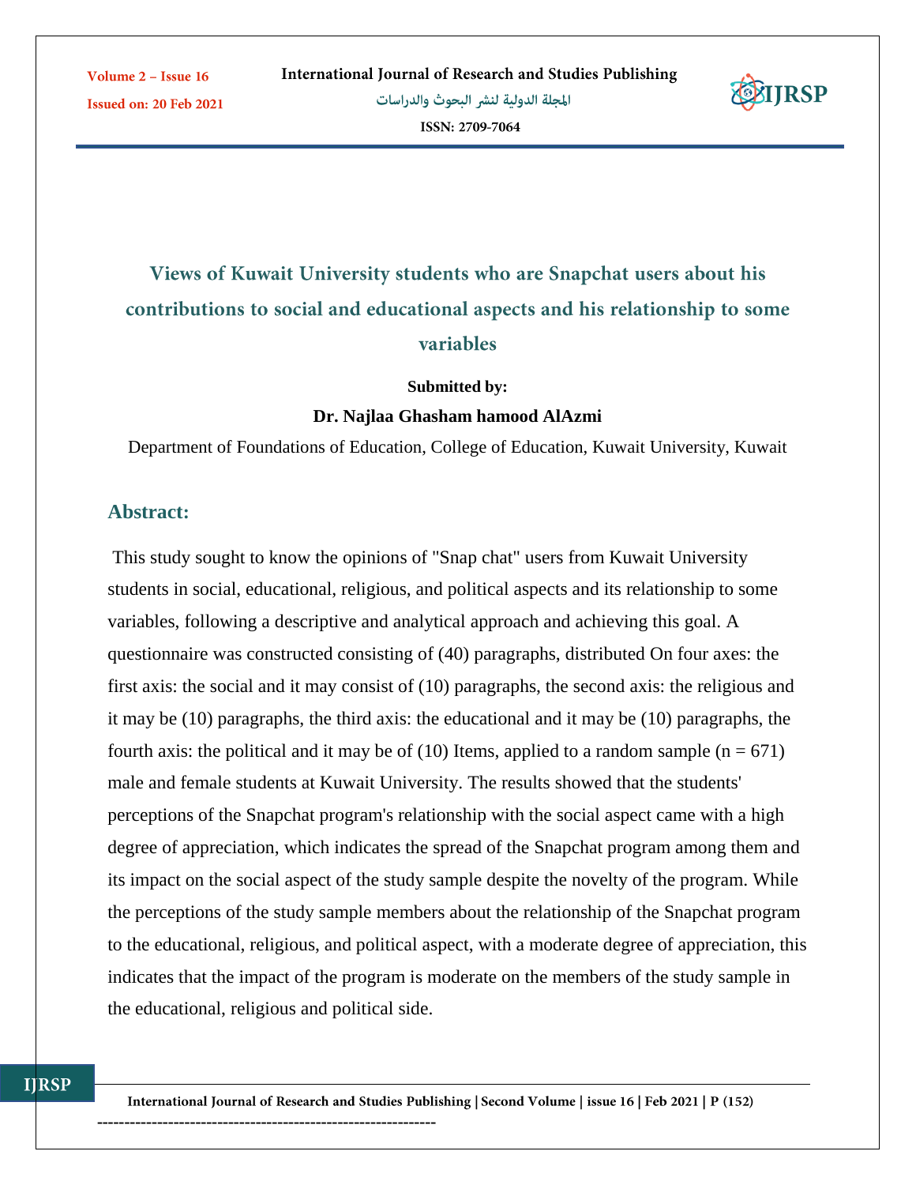# Views of Kuwait University students who are Snapchat users about his contributions to social and educational aspects and his relationship to some variables

**Submitted by:**

**Dr. Najlaa Ghasham hamood AlAzmi**

Department of Foundations of Education, College of Education, Kuwait University, Kuwait

## Abstract:

This study sought to know the opinions of "Snap chat" users from Kuwait University students in social, educational, religious, and political aspects and its relationship to some variables, following a descriptive and analytical approach and achieving this goal. A questionnaire was constructed consisting of (40) paragraphs, distributed On four axes: the first axis: the social and it may consist of (10) paragraphs, the second axis: the religious and it may be (10) paragraphs, the third axis: the educational and it may be (10) paragraphs, the fourth axis: the political and it may be of (10) Items, applied to a random sample (n = 671) male and female students at Kuwait University. The results showed that the students' perceptions of the Snapchat program's relationship with the social aspect came with a high degree of appreciation, which indicates the spread of the Snapchat program among them and its impact on the social aspect of the study sample despite the novelty of the program. While the perceptions of the study sample members about the relationship of the Snapchat program to the educational, religious, and political aspect, with a moderate degree of appreciation, this indicates that the impact of the program is moderate on the members of the study sample in the educational, religious and political side.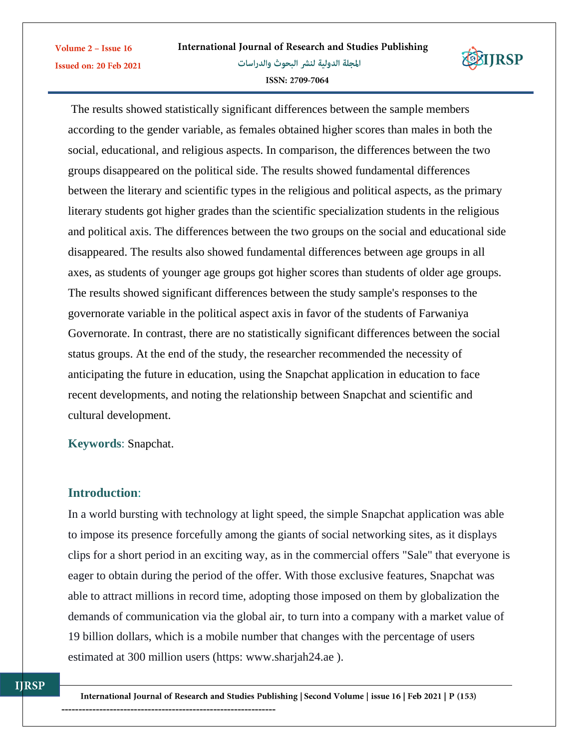The results showed statistically significant differences between the sample members according to the gender variable, as females obtained higher scores than males in both the social, educational, and religious aspects. In comparison, the differences between the two groups disappeared on the political side. The results showed fundamental differences between the literary and scientific types in the religious and political aspects, as the primary literary students got higher grades than the scientific specialization students in the religious and political axis. The differences between the two groups on the social and educational side disappeared. The results also showed fundamental differences between age groups in all axes, as students of younger age groups got higher scores than students of older age groups. The results showed significant differences between the study sample's responses to the governorate variable in the political aspect axis in favor of the students of Farwaniya Governorate. In contrast, there are no statistically significant differences between the social status groups. At the end of the study, the researcher recommended the necessity of anticipating the future in education, using the Snapchat application in education to face recent developments, and noting the relationship between Snapchat and scientific and cultural development.

**Keywords**: Snapchat.

## Introduction:

In a world bursting with technology at light speed, the simple Snapchat application was able to impose its presence forcefully among the giants of social networking sites, as it displays clips for a short period in an exciting way, as in the commercial offers "Sale" that everyone is eager to obtain during the period of the offer. With those exclusive features, Snapchat was able to attract millions in record time, adopting those imposed on them by globalization the demands of communication via the global air, to turn into a company with a market value of 19 billion dollars, which is a mobile number that changes with the percentage of users estimated at 300 million users (https: www.sharjah24.ae ).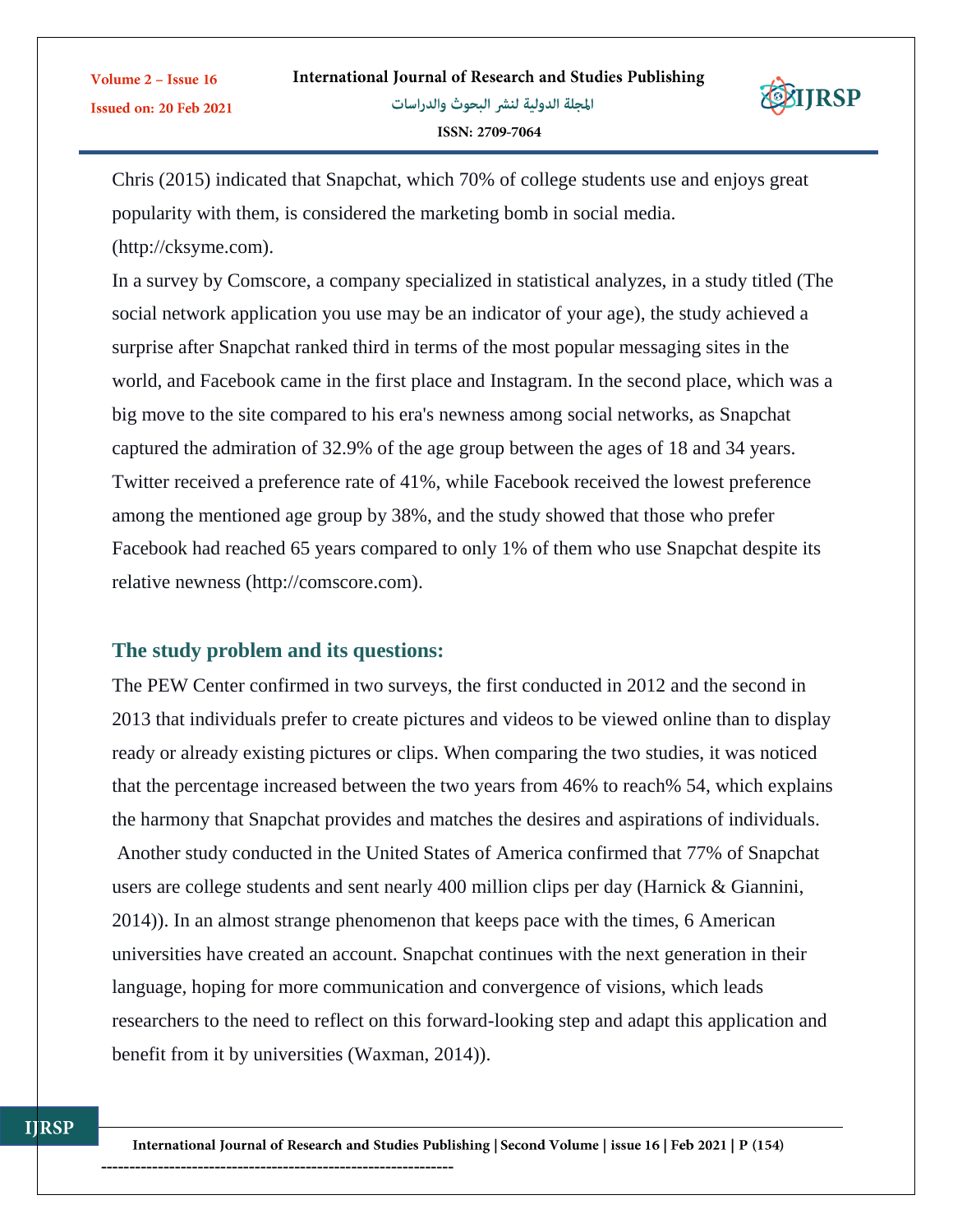Chris (2015) indicated that Snapchat, which 70% of college students use and enjoys great popularity with them, is considered the marketing bomb in social media. (http://cksyme.com).

In a survey by Comscore, a company specialized in statistical analyzes, in a study titled (The social network application you use may be an indicator of your age), the study achieved a surprise after Snapchat ranked third in terms of the most popular messaging sites in the world, and Facebook came in the first place and Instagram. In the second place, which was a big move to the site compared to his era's newness among social networks, as Snapchat captured the admiration of 32.9% of the age group between the ages of 18 and 34 years. Twitter received a preference rate of 41%, while Facebook received the lowest preference among the mentioned age group by 38%, and the study showed that those who prefer Facebook had reached 65 years compared to only 1% of them who use Snapchat despite its relative newness (http://comscore.com).

## The study problem and its questions:

The PEW Center confirmed in two surveys, the first conducted in 2012 and the second in 2013 that individuals prefer to create pictures and videos to be viewed online than to display ready or already existing pictures or clips. When comparing the two studies, it was noticed that the percentage increased between the two years from 46% to reach% 54, which explains the harmony that Snapchat provides and matches the desires and aspirations of individuals. Another study conducted in the United States of America confirmed that 77% of Snapchat users are college students and sent nearly 400 million clips per day (Harnick & Giannini, 2014)). In an almost strange phenomenon that keeps pace with the times, 6 American universities have created an account. Snapchat continues with the next generation in their language, hoping for more communication and convergence of visions, which leads researchers to the need to reflect on this forward-looking step and adapt this application and benefit from it by universities (Waxman, 2014)).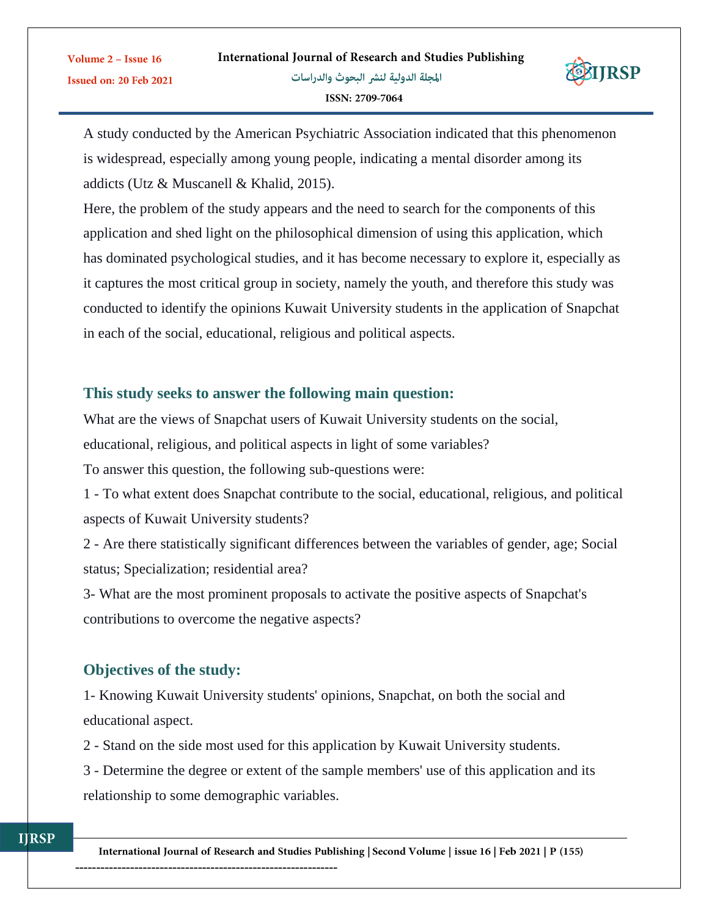A study conducted by the American Psychiatric Association indicated that this phenomenon is widespread, especially among young people, indicating a mental disorder among its addicts (Utz & Muscanell & Khalid, 2015).

Here, the problem of the study appears and the need to search for the components of this application and shed light on the philosophical dimension of using this application, which has dominated psychological studies, and it has become necessary to explore it, especially as it captures the most critical group in society, namely the youth, and therefore this study was conducted to identify the opinions Kuwait University students in the application of Snapchat in each of the social, educational, religious and political aspects.

## This study seeks to answer the following main question:

What are the views of Snapchat users of Kuwait University students on the social, educational, religious, and political aspects in light of some variables?

To answer this question, the following sub-questions were:

1 - To what extent does Snapchat contribute to the social, educational, religious, and political aspects of Kuwait University students?

2 - Are there statistically significant differences between the variables of gender, age; Social status; Specialization; residential area?

3- What are the most prominent proposals to activate the positive aspects of Snapchat's contributions to overcome the negative aspects?

## Objectives of the study:

1- Knowing Kuwait University students' opinions, Snapchat, on both the social and educational aspect.

2 - Stand on the side most used for this application by Kuwait University students.

3 - Determine the degree or extent of the sample members' use of this application and its relationship to some demographic variables.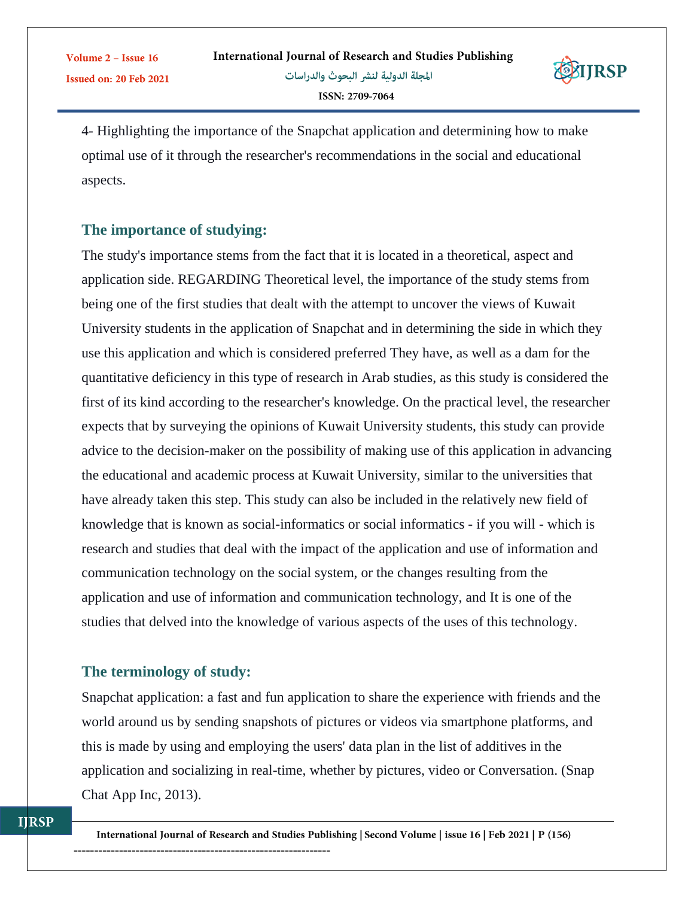4- Highlighting the importance of the Snapchat application and determining how to make optimal use of it through the researcher's recommendations in the social and educational aspects.

## The importance of studying:

The study's importance stems from the fact that it is located in a theoretical, aspect and application side. REGARDING Theoretical level, the importance of the study stems from being one of the first studies that dealt with the attempt to uncover the views of Kuwait University students in the application of Snapchat and in determining the side in which they use this application and which is considered preferred They have, as well as a dam for the quantitative deficiency in this type of research in Arab studies, as this study is considered the first of its kind according to the researcher's knowledge. On the practical level, the researcher expects that by surveying the opinions of Kuwait University students, this study can provide advice to the decision-maker on the possibility of making use of this application in advancing the educational and academic process at Kuwait University, similar to the universities that have already taken this step. This study can also be included in the relatively new field of knowledge that is known as social-informatics or social informatics - if you will - which is research and studies that deal with the impact of the application and use of information and communication technology on the social system, or the changes resulting from the application and use of information and communication technology, and It is one of the studies that delved into the knowledge of various aspects of the uses of this technology.

## The terminology of study:

Snapchat application: a fast and fun application to share the experience with friends and the world around us by sending snapshots of pictures or videos via smartphone platforms, and this is made by using and employing the users' data plan in the list of additives in the application and socializing in real-time, whether by pictures, video or Conversation. (Snap Chat App Inc, 2013).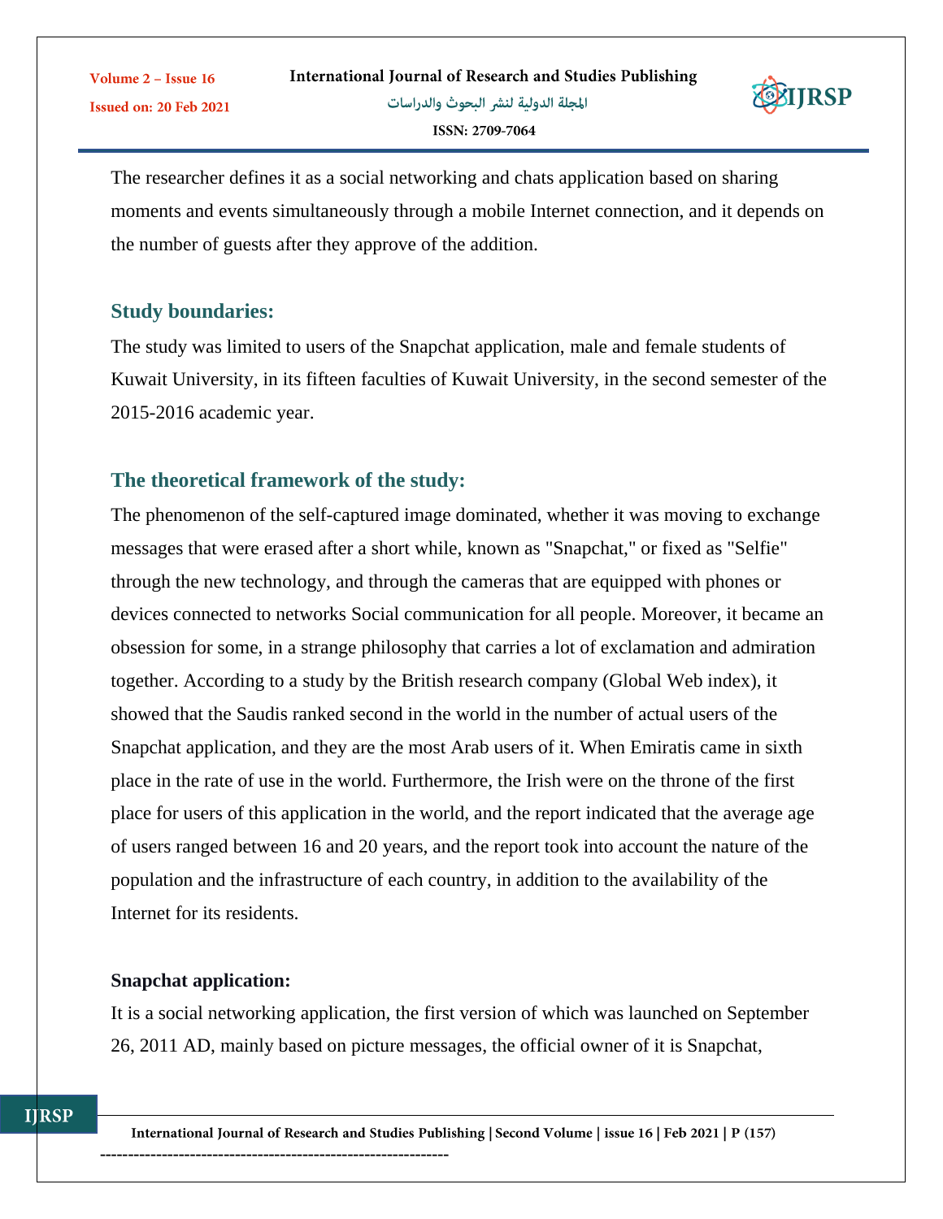The researcher defines it as a social networking and chats application based on sharing moments and events simultaneously through a mobile Internet connection, and it depends on the number of guests after they approve of the addition.

## Study boundaries:

The study was limited to users of the Snapchat application, male and female students of Kuwait University, in its fifteen faculties of Kuwait University, in the second semester of the 2015-2016 academic year.

## The theoretical framework of the study:

The phenomenon of the self-captured image dominated, whether it was moving to exchange messages that were erased after a short while, known as "Snapchat," or fixed as "Selfie" through the new technology, and through the cameras that are equipped with phones or devices connected to networks Social communication for all people. Moreover, it became an obsession for some, in a strange philosophy that carries a lot of exclamation and admiration together. According to a study by the British research company (Global Web index), it showed that the Saudis ranked second in the world in the number of actual users of the Snapchat application, and they are the most Arab users of it. When Emiratis came in sixth place in the rate of use in the world. Furthermore, the Irish were on the throne of the first place for users of this application in the world, and the report indicated that the average age of users ranged between 16 and 20 years, and the report took into account the nature of the population and the infrastructure of each country, in addition to the availability of the Internet for its residents.

**Snapchat application:**

It is a social networking application, the first version of which was launched on September 26, 2011 AD, mainly based on picture messages, the official owner of it is Snapchat,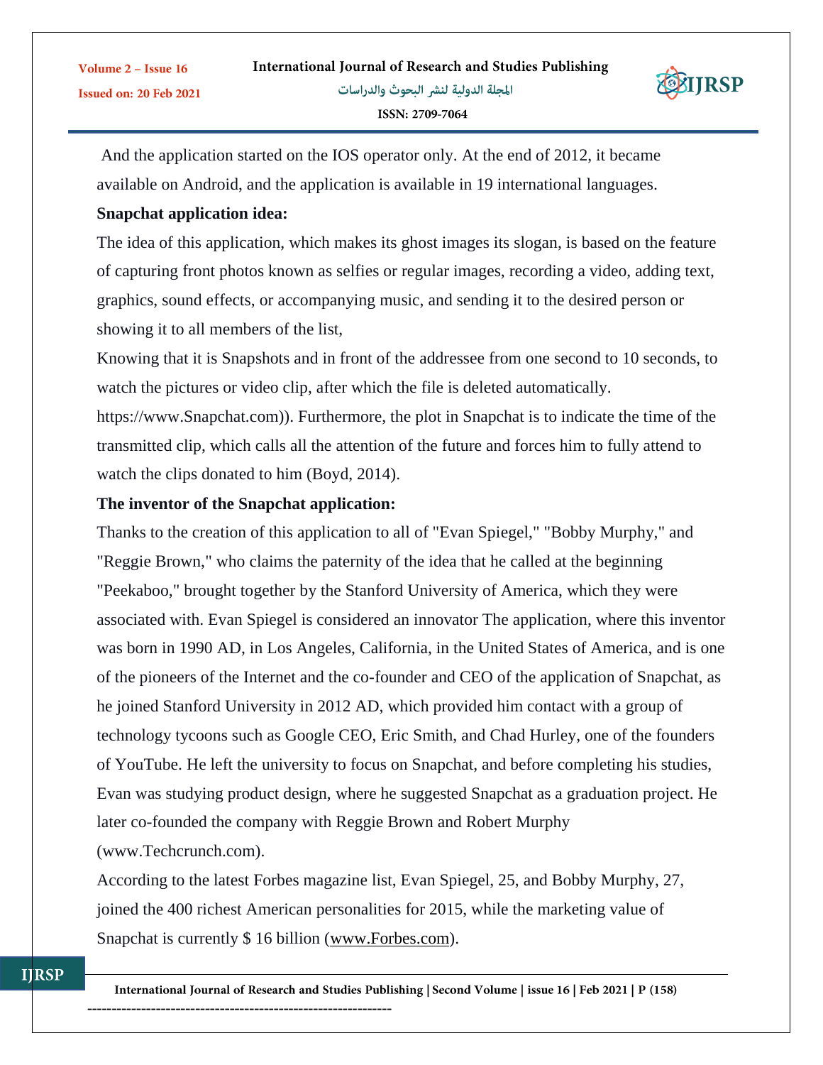And the application started on the IOS operator only. At the end of 2012, it became available on Android, and the application is available in 19 international languages.

**Snapchat application idea:**

The idea of this application, which makes its ghost images its slogan, is based on the feature of capturing front photos known as selfies or regular images, recording a video, adding text, graphics, sound effects, or accompanying music, and sending it to the desired person or showing it to all members of the list,

Knowing that it is Snapshots and in front of the addressee from one second to 10 seconds, to watch the pictures or video clip, after which the file is deleted automatically. https://www.Snapchat.com)). Furthermore, the plot in Snapchat is to indicate the time of the transmitted clip, which calls all the attention of the future and forces him to fully attend to watch the clips donated to him (Boyd, 2014).

**The inventor of the Snapchat application:**

Thanks to the creation of this application to all of "Evan Spiegel," "Bobby Murphy," and "Reggie Brown," who claims the paternity of the idea that he called at the beginning "Peekaboo," brought together by the Stanford University of America, which they were associated with. Evan Spiegel is considered an innovator The application, where this inventor was born in 1990 AD, in Los Angeles, California, in the United States of America, and is one of the pioneers of the Internet and the co-founder and CEO of the application of Snapchat, as he joined Stanford University in 2012 AD, which provided him contact with a group of technology tycoons such as Google CEO, Eric Smith, and Chad Hurley, one of the founders of YouTube. He left the university to focus on Snapchat, and before completing his studies, Evan was studying product design, where he suggested Snapchat as a graduation project. He later co-founded the company with Reggie Brown and Robert Murphy (www.Techcrunch.com).

According to the latest Forbes magazine list, Evan Spiegel, 25, and Bobby Murphy, 27, joined the 400 richest American personalities for 2015, while the marketing value of Snapchat is currently $ 16 billion (www.Forbes.com).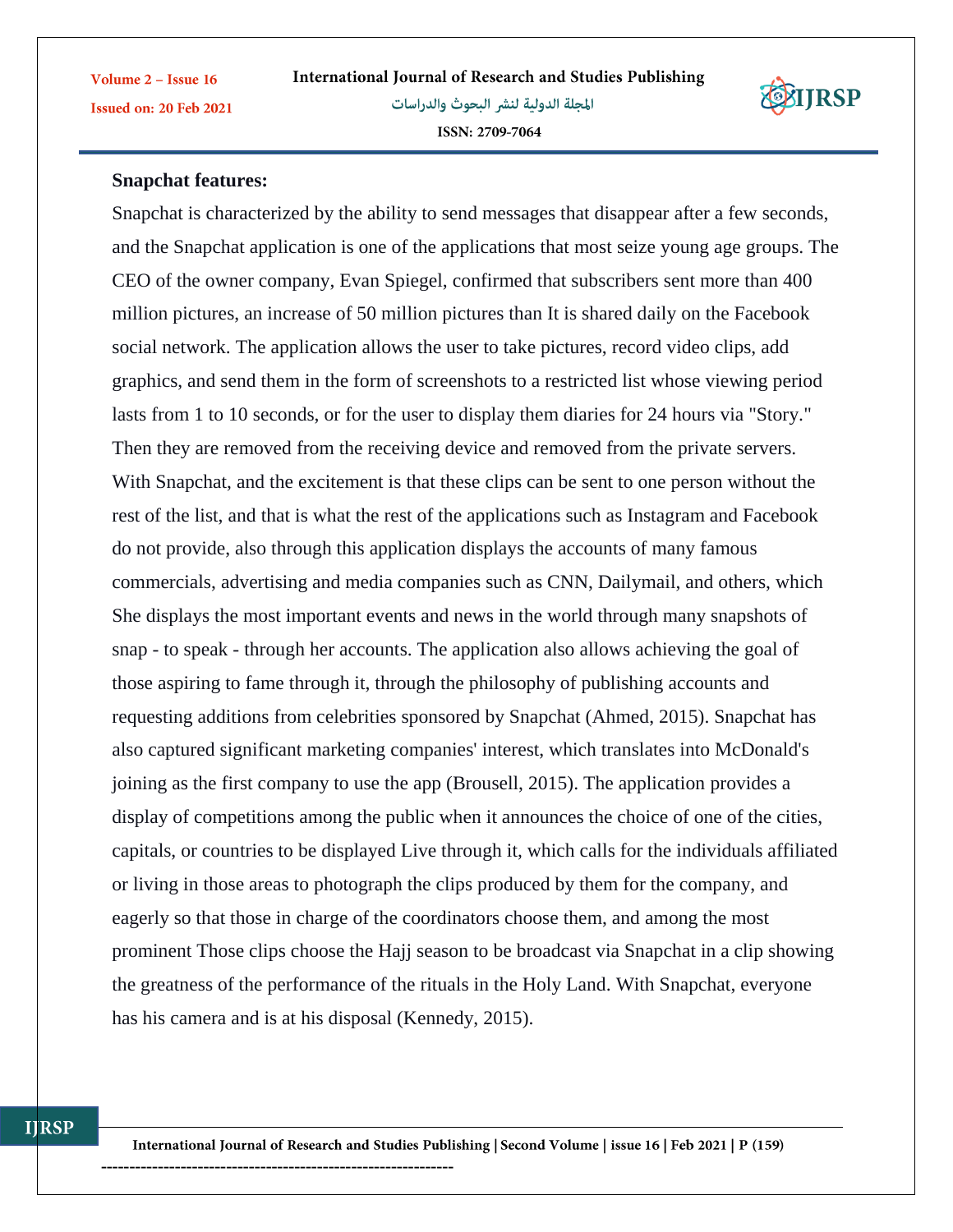**Snapchat features:**

Snapchat is characterized by the ability to send messages that disappear after a few seconds, and the Snapchat application is one of the applications that most seize young age groups. The CEO of the owner company, Evan Spiegel, confirmed that subscribers sent more than 400 million pictures, an increase of 50 million pictures than It is shared daily on the Facebook social network. The application allows the user to take pictures, record video clips, add graphics, and send them in the form of screenshots to a restricted list whose viewing period lasts from 1 to 10 seconds, or for the user to display them diaries for 24 hours via "Story." Then they are removed from the receiving device and removed from the private servers. With Snapchat, and the excitement is that these clips can be sent to one person without the rest of the list, and that is what the rest of the applications such as Instagram and Facebook do not provide, also through this application displays the accounts of many famous commercials, advertising and media companies such as CNN, Dailymail, and others, which She displays the most important events and news in the world through many snapshots of snap - to speak - through her accounts. The application also allows achieving the goal of those aspiring to fame through it, through the philosophy of publishing accounts and requesting additions from celebrities sponsored by Snapchat (Ahmed, 2015). Snapchat has also captured significant marketing companies' interest, which translates into McDonald's joining as the first company to use the app (Brousell, 2015). The application provides a display of competitions among the public when it announces the choice of one of the cities, capitals, or countries to be displayed Live through it, which calls for the individuals affiliated or living in those areas to photograph the clips produced by them for the company, and eagerly so that those in charge of the coordinators choose them, and among the most prominent Those clips choose the Hajj season to be broadcast via Snapchat in a clip showing the greatness of the performance of the rituals in the Holy Land. With Snapchat, everyone has his camera and is at his disposal (Kennedy, 2015).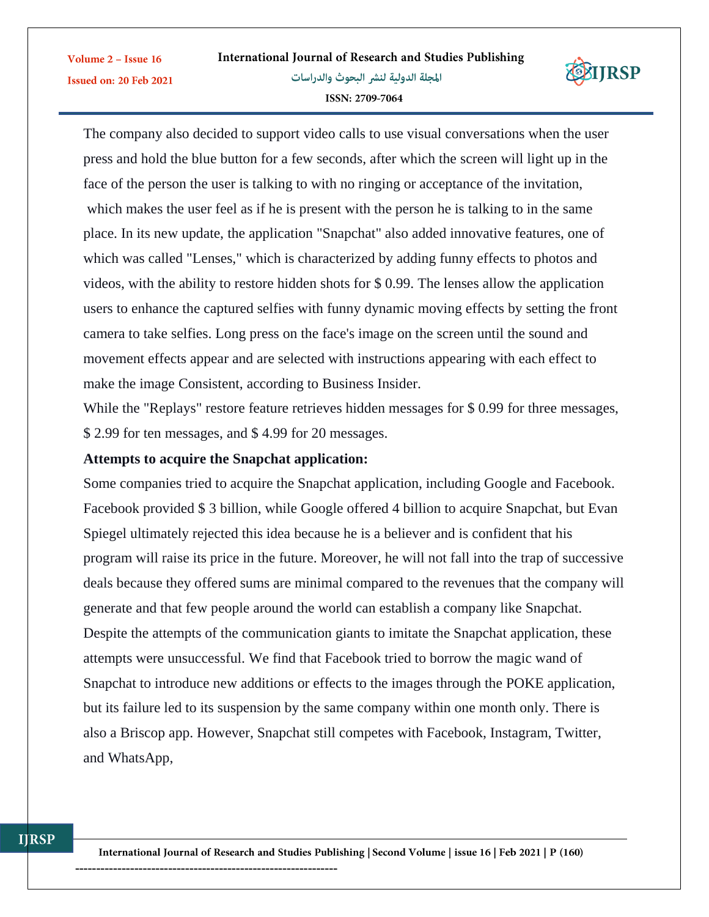The company also decided to support video calls to use visual conversations when the user press and hold the blue button for a few seconds, after which the screen will light up in the face of the person the user is talking to with no ringing or acceptance of the invitation, which makes the user feel as if he is present with the person he is talking to in the same place. In its new update, the application "Snapchat" also added innovative features, one of which was called "Lenses," which is characterized by adding funny effects to photos and videos, with the ability to restore hidden shots for $ 0.99. The lenses allow the application users to enhance the captured selfies with funny dynamic moving effects by setting the front camera to take selfies. Long press on the face's image on the screen until the sound and movement effects appear and are selected with instructions appearing with each effect to make the image Consistent, according to Business Insider.

While the "Replays" restore feature retrieves hidden messages for $ 0.99 for three messages, $ 2.99 for ten messages, and $ 4.99 for 20 messages.

**Attempts to acquire the Snapchat application:**

Some companies tried to acquire the Snapchat application, including Google and Facebook. Facebook provided $ 3 billion, while Google offered 4 billion to acquire Snapchat, but Evan Spiegel ultimately rejected this idea because he is a believer and is confident that his program will raise its price in the future. Moreover, he will not fall into the trap of successive deals because they offered sums are minimal compared to the revenues that the company will generate and that few people around the world can establish a company like Snapchat. Despite the attempts of the communication giants to imitate the Snapchat application, these attempts were unsuccessful. We find that Facebook tried to borrow the magic wand of Snapchat to introduce new additions or effects to the images through the POKE application, but its failure led to its suspension by the same company within one month only. There is also a Briscop app. However, Snapchat still competes with Facebook, Instagram, Twitter, and WhatsApp,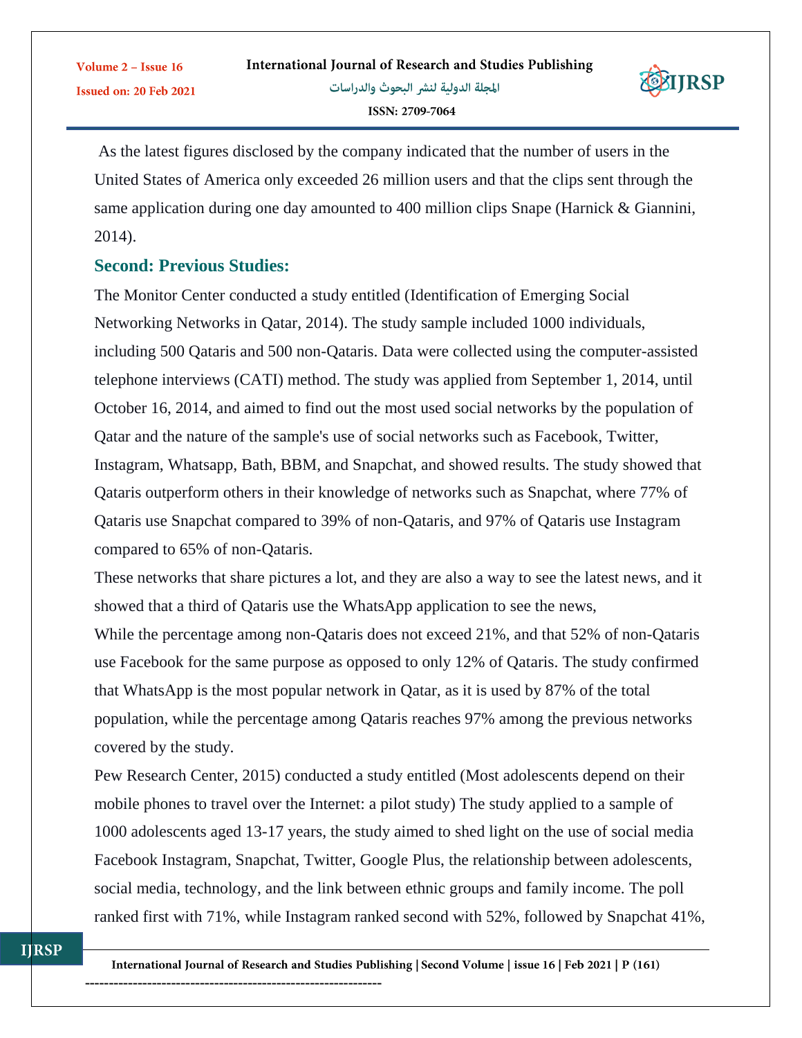As the latest figures disclosed by the company indicated that the number of users in the United States of America only exceeded 26 million users and that the clips sent through the same application during one day amounted to 400 million clips Snape (Harnick & Giannini, 2014).

## Second: Previous Studies:

The Monitor Center conducted a study entitled (Identification of Emerging Social Networking Networks in Qatar, 2014). The study sample included 1000 individuals, including 500 Qataris and 500 non-Qataris. Data were collected using the computer-assisted telephone interviews (CATI) method. The study was applied from September 1, 2014, until October 16, 2014, and aimed to find out the most used social networks by the population of Qatar and the nature of the sample's use of social networks such as Facebook, Twitter, Instagram, Whatsapp, Bath, BBM, and Snapchat, and showed results. The study showed that Qataris outperform others in their knowledge of networks such as Snapchat, where 77% of Qataris use Snapchat compared to 39% of non-Qataris, and 97% of Qataris use Instagram compared to 65% of non-Qataris.

These networks that share pictures a lot, and they are also a way to see the latest news, and it showed that a third of Qataris use the WhatsApp application to see the news,

While the percentage among non-Qataris does not exceed 21%, and that 52% of non-Qataris use Facebook for the same purpose as opposed to only 12% of Qataris. The study confirmed that WhatsApp is the most popular network in Qatar, as it is used by 87% of the total population, while the percentage among Qataris reaches 97% among the previous networks covered by the study.

Pew Research Center, 2015) conducted a study entitled (Most adolescents depend on their mobile phones to travel over the Internet: a pilot study) The study applied to a sample of 1000 adolescents aged 13-17 years, the study aimed to shed light on the use of social media Facebook Instagram, Snapchat, Twitter, Google Plus, the relationship between adolescents, social media, technology, and the link between ethnic groups and family income. The poll ranked first with 71%, while Instagram ranked second with 52%, followed by Snapchat 41%,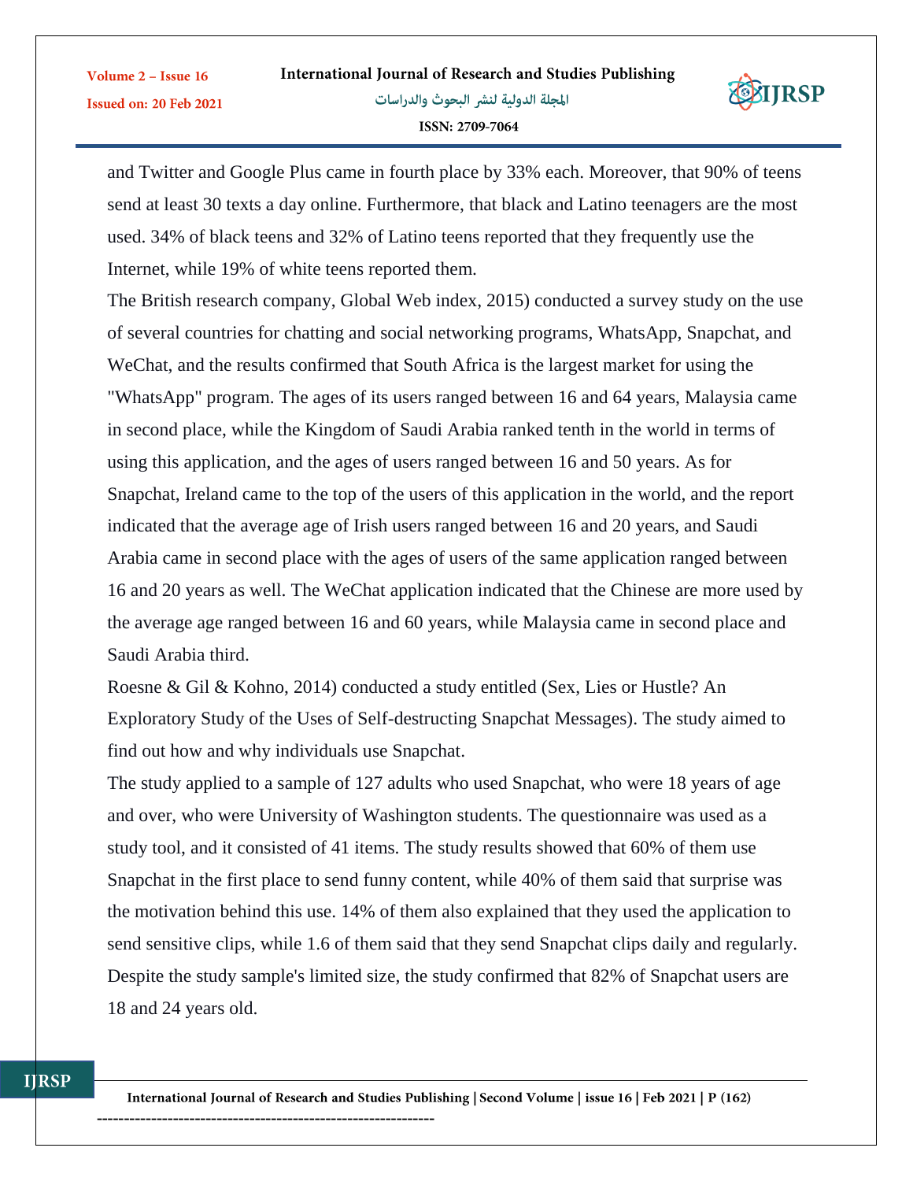and Twitter and Google Plus came in fourth place by 33% each. Moreover, that 90% of teens send at least 30 texts a day online. Furthermore, that black and Latino teenagers are the most used. 34% of black teens and 32% of Latino teens reported that they frequently use the Internet, while 19% of white teens reported them.

The British research company, Global Web index, 2015) conducted a survey study on the use of several countries for chatting and social networking programs, WhatsApp, Snapchat, and WeChat, and the results confirmed that South Africa is the largest market for using the "WhatsApp" program. The ages of its users ranged between 16 and 64 years, Malaysia came in second place, while the Kingdom of Saudi Arabia ranked tenth in the world in terms of using this application, and the ages of users ranged between 16 and 50 years. As for Snapchat, Ireland came to the top of the users of this application in the world, and the report indicated that the average age of Irish users ranged between 16 and 20 years, and Saudi Arabia came in second place with the ages of users of the same application ranged between 16 and 20 years as well. The WeChat application indicated that the Chinese are more used by the average age ranged between 16 and 60 years, while Malaysia came in second place and Saudi Arabia third.

Roesne & Gil & Kohno, 2014) conducted a study entitled (Sex, Lies or Hustle? An Exploratory Study of the Uses of Self-destructing Snapchat Messages). The study aimed to find out how and why individuals use Snapchat.

The study applied to a sample of 127 adults who used Snapchat, who were 18 years of age and over, who were University of Washington students. The questionnaire was used as a study tool, and it consisted of 41 items. The study results showed that 60% of them use Snapchat in the first place to send funny content, while 40% of them said that surprise was the motivation behind this use. 14% of them also explained that they used the application to send sensitive clips, while 1.6 of them said that they send Snapchat clips daily and regularly. Despite the study sample's limited size, the study confirmed that 82% of Snapchat users are 18 and 24 years old.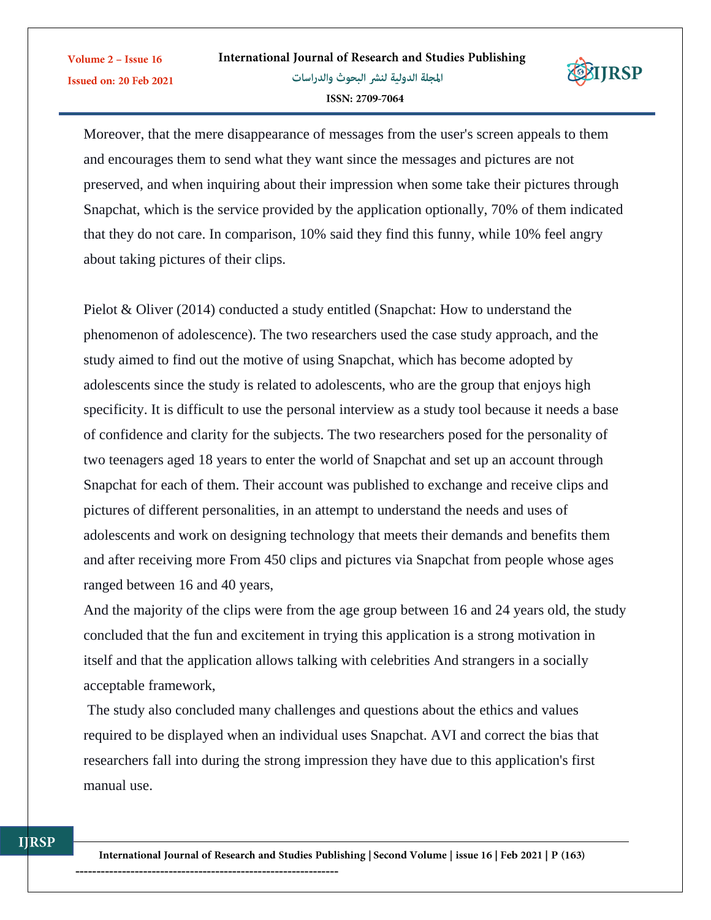Moreover, that the mere disappearance of messages from the user's screen appeals to them and encourages them to send what they want since the messages and pictures are not preserved, and when inquiring about their impression when some take their pictures through Snapchat, which is the service provided by the application optionally, 70% of them indicated that they do not care. In comparison, 10% said they find this funny, while 10% feel angry about taking pictures of their clips.

Pielot & Oliver (2014) conducted a study entitled (Snapchat: How to understand the phenomenon of adolescence). The two researchers used the case study approach, and the study aimed to find out the motive of using Snapchat, which has become adopted by adolescents since the study is related to adolescents, who are the group that enjoys high specificity. It is difficult to use the personal interview as a study tool because it needs a base of confidence and clarity for the subjects. The two researchers posed for the personality of two teenagers aged 18 years to enter the world of Snapchat and set up an account through Snapchat for each of them. Their account was published to exchange and receive clips and pictures of different personalities, in an attempt to understand the needs and uses of adolescents and work on designing technology that meets their demands and benefits them and after receiving more From 450 clips and pictures via Snapchat from people whose ages ranged between 16 and 40 years,

And the majority of the clips were from the age group between 16 and 24 years old, the study concluded that the fun and excitement in trying this application is a strong motivation in itself and that the application allows talking with celebrities And strangers in a socially acceptable framework,

The study also concluded many challenges and questions about the ethics and values required to be displayed when an individual uses Snapchat. AVI and correct the bias that researchers fall into during the strong impression they have due to this application's first manual use.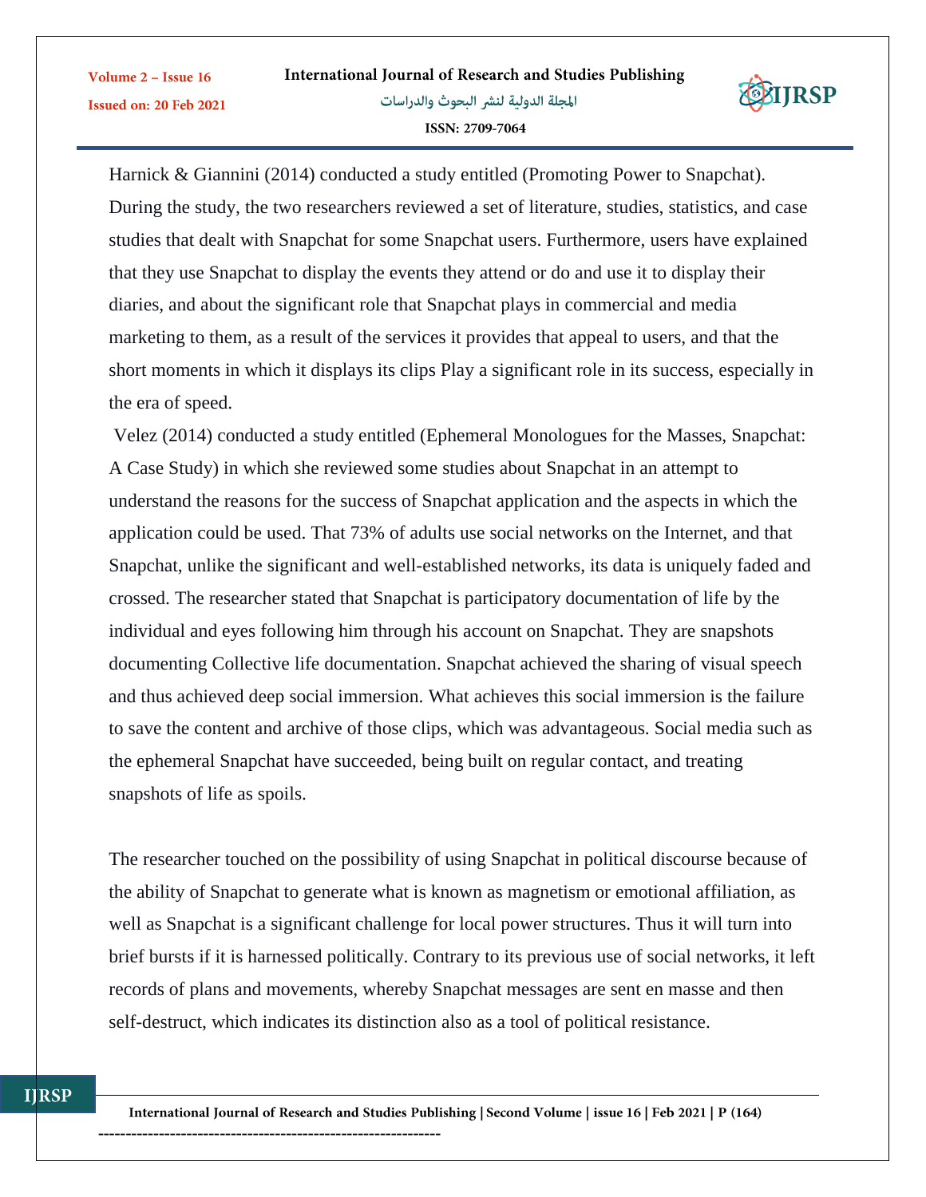Harnick & Giannini (2014) conducted a study entitled (Promoting Power to Snapchat). During the study, the two researchers reviewed a set of literature, studies, statistics, and case studies that dealt with Snapchat for some Snapchat users. Furthermore, users have explained that they use Snapchat to display the events they attend or do and use it to display their diaries, and about the significant role that Snapchat plays in commercial and media marketing to them, as a result of the services it provides that appeal to users, and that the short moments in which it displays its clips Play a significant role in its success, especially in the era of speed.

Velez (2014) conducted a study entitled (Ephemeral Monologues for the Masses, Snapchat: A Case Study) in which she reviewed some studies about Snapchat in an attempt to understand the reasons for the success of Snapchat application and the aspects in which the application could be used. That 73% of adults use social networks on the Internet, and that Snapchat, unlike the significant and well-established networks, its data is uniquely faded and crossed. The researcher stated that Snapchat is participatory documentation of life by the individual and eyes following him through his account on Snapchat. They are snapshots documenting Collective life documentation. Snapchat achieved the sharing of visual speech and thus achieved deep social immersion. What achieves this social immersion is the failure to save the content and archive of those clips, which was advantageous. Social media such as the ephemeral Snapchat have succeeded, being built on regular contact, and treating snapshots of life as spoils.

The researcher touched on the possibility of using Snapchat in political discourse because of the ability of Snapchat to generate what is known as magnetism or emotional affiliation, as well as Snapchat is a significant challenge for local power structures. Thus it will turn into brief bursts if it is harnessed politically. Contrary to its previous use of social networks, it left records of plans and movements, whereby Snapchat messages are sent en masse and then self-destruct, which indicates its distinction also as a tool of political resistance.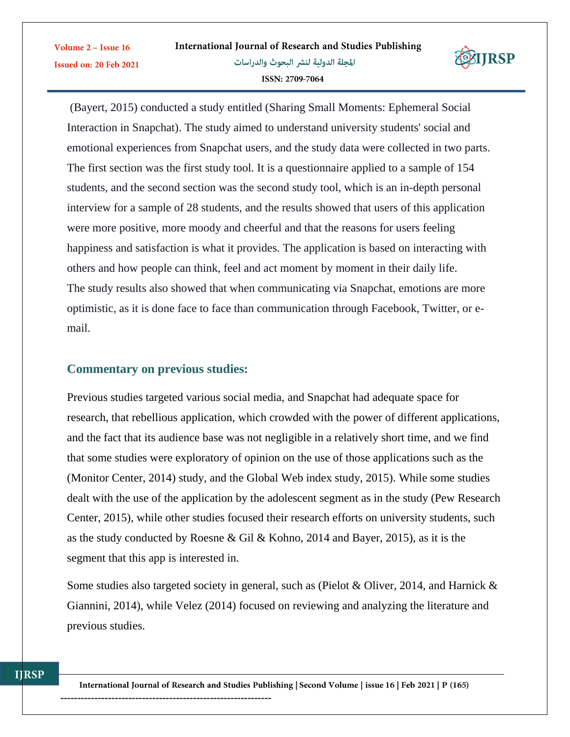(Bayert, 2015) conducted a study entitled (Sharing Small Moments: Ephemeral Social Interaction in Snapchat). The study aimed to understand university students' social and emotional experiences from Snapchat users, and the study data were collected in two parts. The first section was the first study tool. It is a questionnaire applied to a sample of 154 students, and the second section was the second study tool, which is an in-depth personal interview for a sample of 28 students, and the results showed that users of this application were more positive, more moody and cheerful and that the reasons for users feeling happiness and satisfaction is what it provides. The application is based on interacting with others and how people can think, feel and act moment by moment in their daily life. The study results also showed that when communicating via Snapchat, emotions are more optimistic, as it is done face to face than communication through Facebook, Twitter, or e-mail.

## Commentary on previous studies:

Previous studies targeted various social media, and Snapchat had adequate space for research, that rebellious application, which crowded with the power of different applications, and the fact that its audience base was not negligible in a relatively short time, and we find that some studies were exploratory of opinion on the use of those applications such as the (Monitor Center, 2014) study, and the Global Web index study, 2015). While some studies dealt with the use of the application by the adolescent segment as in the study (Pew Research Center, 2015), while other studies focused their research efforts on university students, such as the study conducted by Roesne & Gil & Kohno, 2014 and Bayer, 2015), as it is the segment that this app is interested in.

Some studies also targeted society in general, such as (Pielot & Oliver, 2014, and Harnick & Giannini, 2014), while Velez (2014) focused on reviewing and analyzing the literature and previous studies.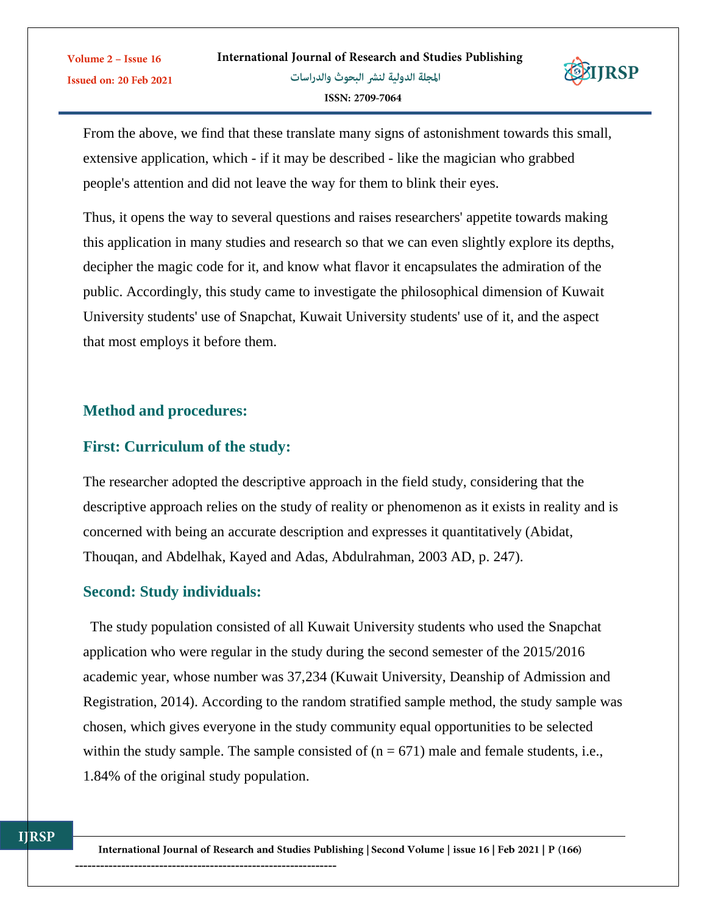From the above, we find that these translate many signs of astonishment towards this small, extensive application, which - if it may be described - like the magician who grabbed people's attention and did not leave the way for them to blink their eyes.

Thus, it opens the way to several questions and raises researchers' appetite towards making this application in many studies and research so that we can even slightly explore its depths, decipher the magic code for it, and know what flavor it encapsulates the admiration of the public. Accordingly, this study came to investigate the philosophical dimension of Kuwait University students' use of Snapchat, Kuwait University students' use of it, and the aspect that most employs it before them.

## Method and procedures:

### First: Curriculum of the study:

The researcher adopted the descriptive approach in the field study, considering that the descriptive approach relies on the study of reality or phenomenon as it exists in reality and is concerned with being an accurate description and expresses it quantitatively (Abidat, Thouqan, and Abdelhak, Kayed and Adas, Abdulrahman, 2003 AD, p. 247).

### Second: Study individuals:

The study population consisted of all Kuwait University students who used the Snapchat application who were regular in the study during the second semester of the 2015/2016 academic year, whose number was 37,234 (Kuwait University, Deanship of Admission and Registration, 2014). According to the random stratified sample method, the study sample was chosen, which gives everyone in the study community equal opportunities to be selected within the study sample. The sample consisted of (n = 671) male and female students, i.e., 1.84% of the original study population.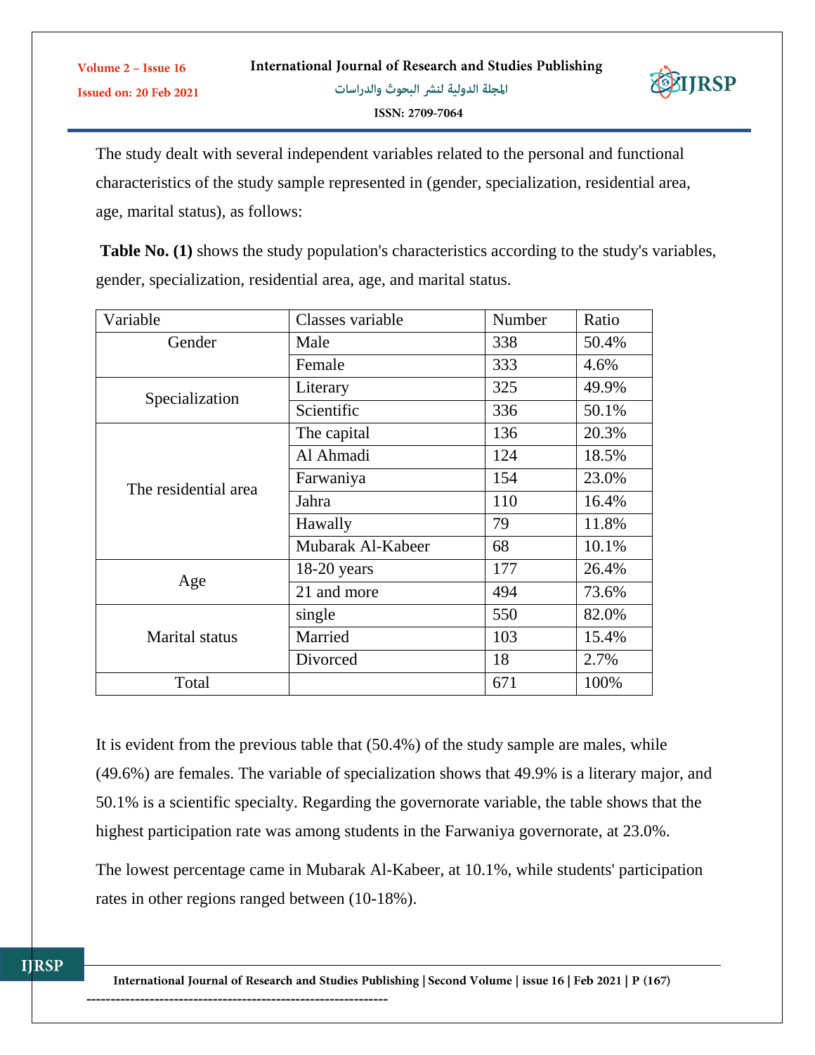The study dealt with several independent variables related to the personal and functional characteristics of the study sample represented in (gender, specialization, residential area, age, marital status), as follows:

**Table No. (1)** shows the study population's characteristics according to the study's variables, gender, specialization, residential area, age, and marital status.

| Variable | Classes variable | Number | Ratio |
|---|---|---|---|
| Gender | Male | 338 | 50.4% |
| | Female | 333 | 4.6% |
| Specialization | Literary | 325 | 49.9% |
| | Scientific | 336 | 50.1% |
| The residential area | The capital | 136 | 20.3% |
| | Al Ahmadi | 124 | 18.5% |
| | Farwaniya | 154 | 23.0% |
| | Jahra | 110 | 16.4% |
| | Hawally | 79 | 11.8% |
| | Mubarak Al-Kabeer | 68 | 10.1% |
| Age | 18-20 years | 177 | 26.4% |
| | 21 and more | 494 | 73.6% |
| Marital status | single | 550 | 82.0% |
| | Married | 103 | 15.4% |
| | Divorced | 18 | 2.7% |
| Total | | 671 | 100% |

It is evident from the previous table that (50.4%) of the study sample are males, while (49.6%) are females. The variable of specialization shows that 49.9% is a literary major, and 50.1% is a scientific specialty. Regarding the governorate variable, the table shows that the highest participation rate was among students in the Farwaniya governorate, at 23.0%.

The lowest percentage came in Mubarak Al-Kabeer, at 10.1%, while students' participation rates in other regions ranged between (10-18%).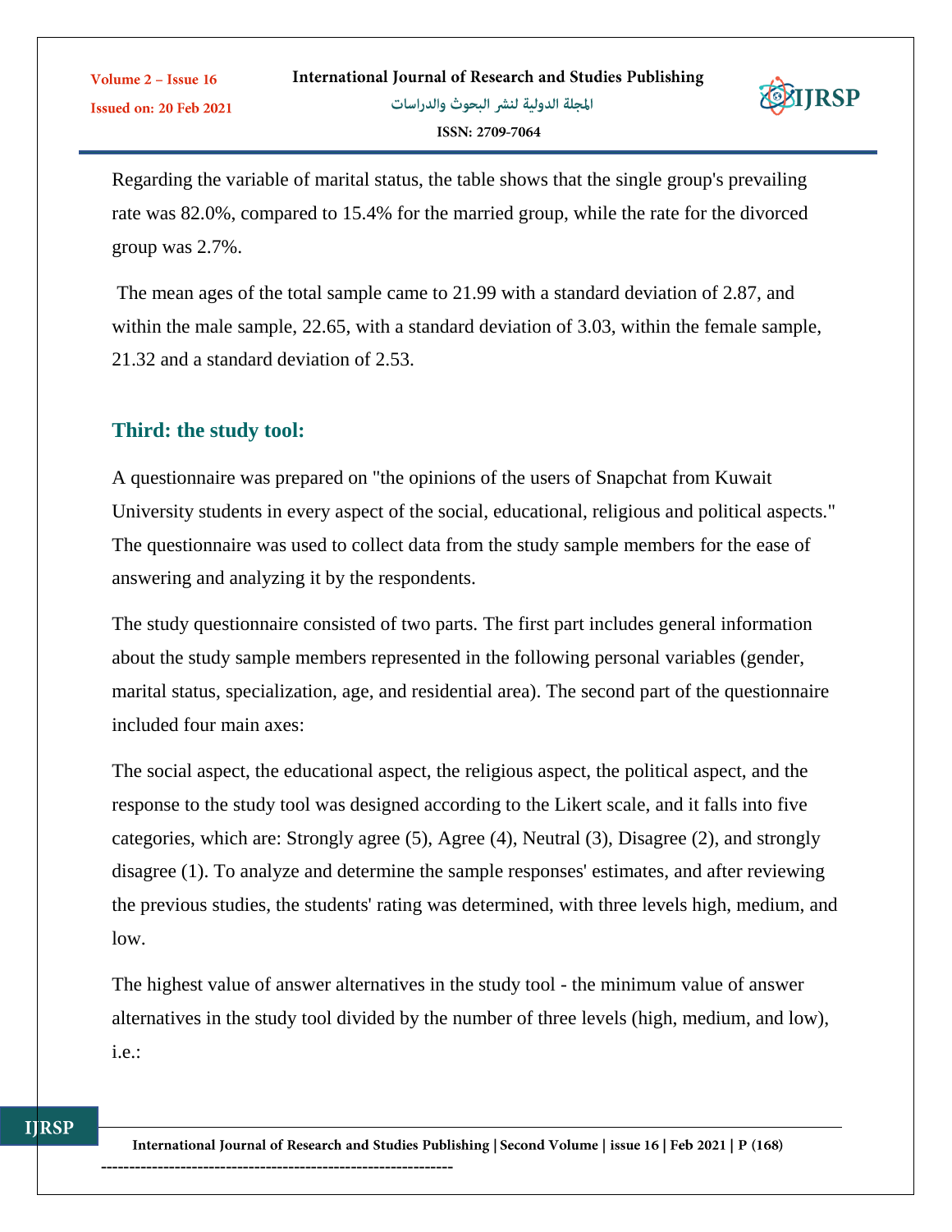Regarding the variable of marital status, the table shows that the single group's prevailing rate was 82.0%, compared to 15.4% for the married group, while the rate for the divorced group was 2.7%.

The mean ages of the total sample came to 21.99 with a standard deviation of 2.87, and within the male sample, 22.65, with a standard deviation of 3.03, within the female sample, 21.32 and a standard deviation of 2.53.

## Third: the study tool:

A questionnaire was prepared on "the opinions of the users of Snapchat from Kuwait University students in every aspect of the social, educational, religious and political aspects." The questionnaire was used to collect data from the study sample members for the ease of answering and analyzing it by the respondents.

The study questionnaire consisted of two parts. The first part includes general information about the study sample members represented in the following personal variables (gender, marital status, specialization, age, and residential area). The second part of the questionnaire included four main axes:

The social aspect, the educational aspect, the religious aspect, the political aspect, and the response to the study tool was designed according to the Likert scale, and it falls into five categories, which are: Strongly agree (5), Agree (4), Neutral (3), Disagree (2), and strongly disagree (1). To analyze and determine the sample responses' estimates, and after reviewing the previous studies, the students' rating was determined, with three levels high, medium, and low.

The highest value of answer alternatives in the study tool - the minimum value of answer alternatives in the study tool divided by the number of three levels (high, medium, and low), i.e.: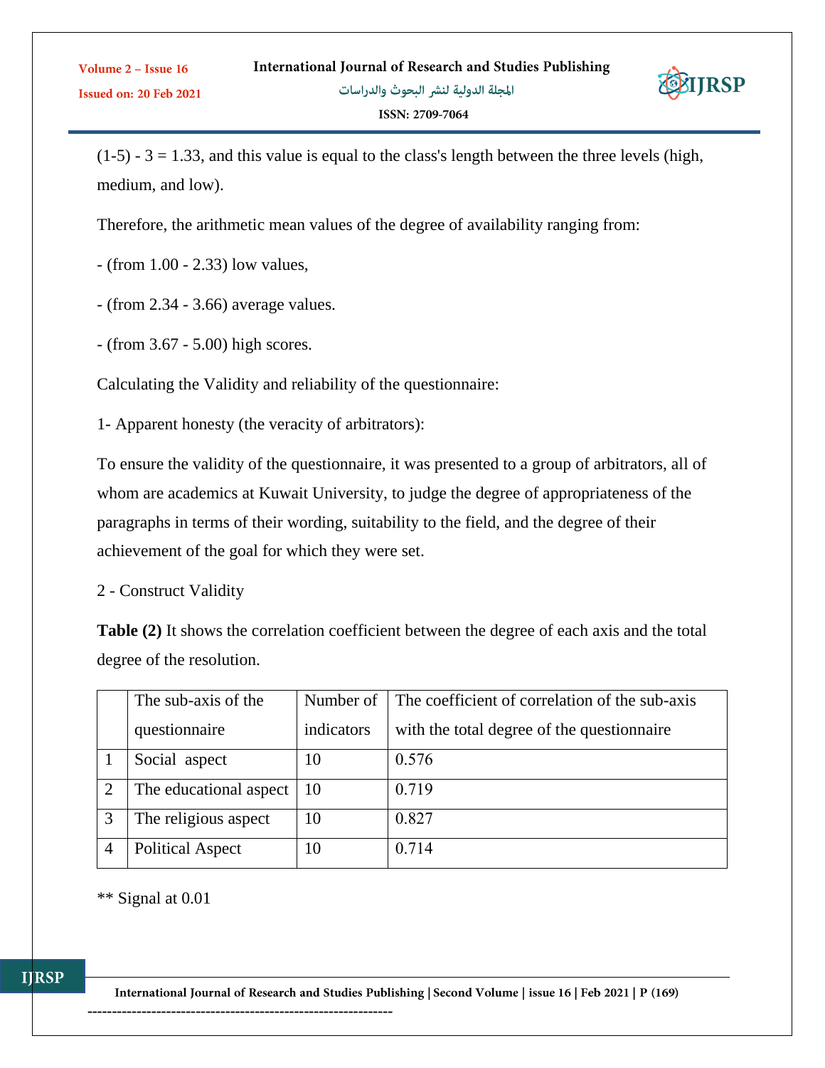(1-5) - 3 = 1.33, and this value is equal to the class's length between the three levels (high, medium, and low).

Therefore, the arithmetic mean values of the degree of availability ranging from:

- (from 1.00 - 2.33) low values,

- (from 2.34 - 3.66) average values.

- (from 3.67 - 5.00) high scores.

Calculating the Validity and reliability of the questionnaire:

1- Apparent honesty (the veracity of arbitrators):

To ensure the validity of the questionnaire, it was presented to a group of arbitrators, all of whom are academics at Kuwait University, to judge the degree of appropriateness of the paragraphs in terms of their wording, suitability to the field, and the degree of their achievement of the goal for which they were set.

2 - Construct Validity

**Table (2)** It shows the correlation coefficient between the degree of each axis and the total degree of the resolution.

| | The sub-axis of the questionnaire | Number of indicators | The coefficient of correlation of the sub-axis with the total degree of the questionnaire |
|---|---|---|---|
| 1 | Social aspect | 10 | 0.576 |
| 2 | The educational aspect | 10 | 0.719 |
| 3 | The religious aspect | 10 | 0.827 |
| 4 | Political Aspect | 10 | 0.714 |

** Signal at 0.01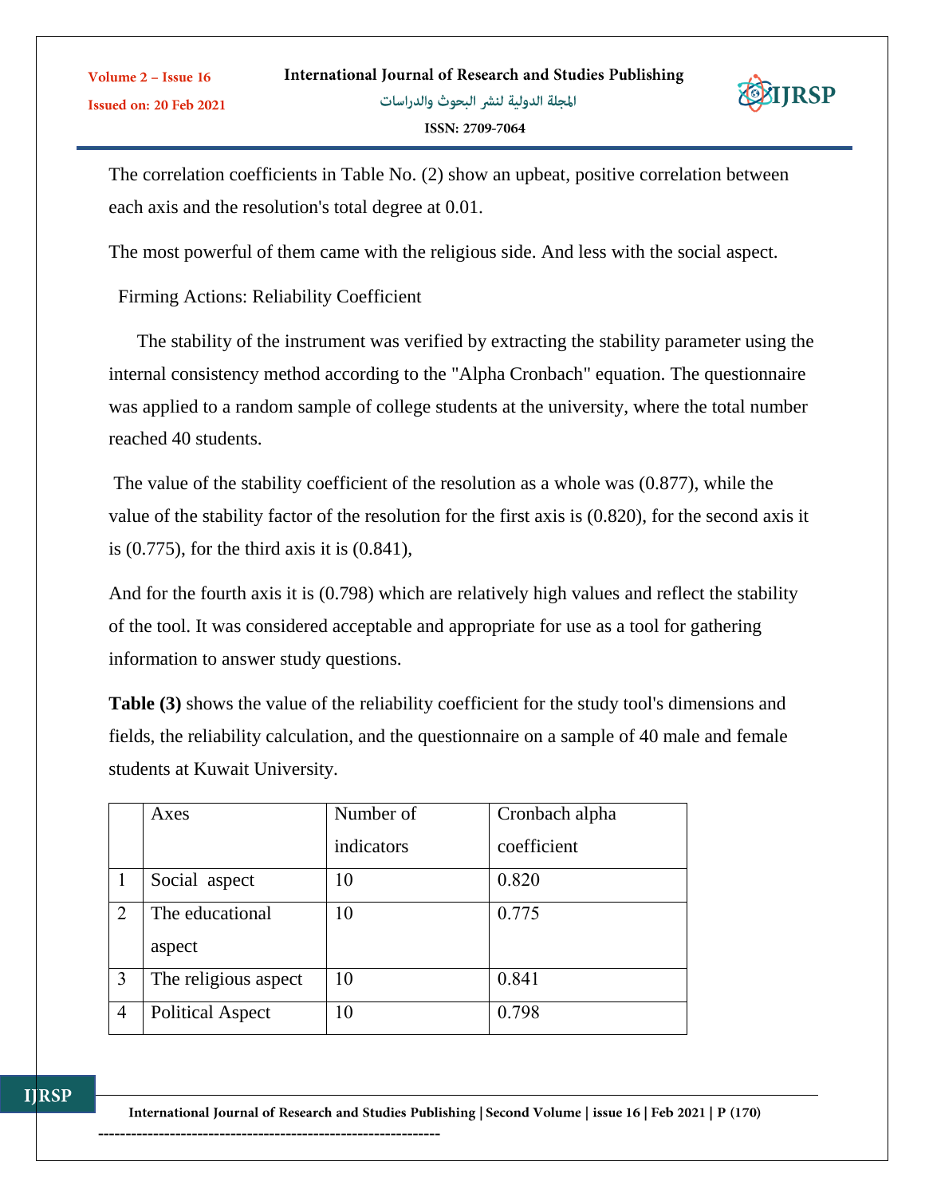The correlation coefficients in Table No. (2) show an upbeat, positive correlation between each axis and the resolution's total degree at 0.01.

The most powerful of them came with the religious side. And less with the social aspect.

Firming Actions: Reliability Coefficient

The stability of the instrument was verified by extracting the stability parameter using the internal consistency method according to the "Alpha Cronbach" equation. The questionnaire was applied to a random sample of college students at the university, where the total number reached 40 students.

The value of the stability coefficient of the resolution as a whole was (0.877), while the value of the stability factor of the resolution for the first axis is (0.820), for the second axis it is (0.775), for the third axis it is (0.841),

And for the fourth axis it is (0.798) which are relatively high values and reflect the stability of the tool. It was considered acceptable and appropriate for use as a tool for gathering information to answer study questions.

**Table (3)** shows the value of the reliability coefficient for the study tool's dimensions and fields, the reliability calculation, and the questionnaire on a sample of 40 male and female students at Kuwait University.

| | Axes | Number of indicators | Cronbach alpha coefficient |
|---|---|---|---|
| 1 | Social aspect | 10 | 0.820 |
| 2 | The educational aspect | 10 | 0.775 |
| 3 | The religious aspect | 10 | 0.841 |
| 4 | Political Aspect | 10 | 0.798 |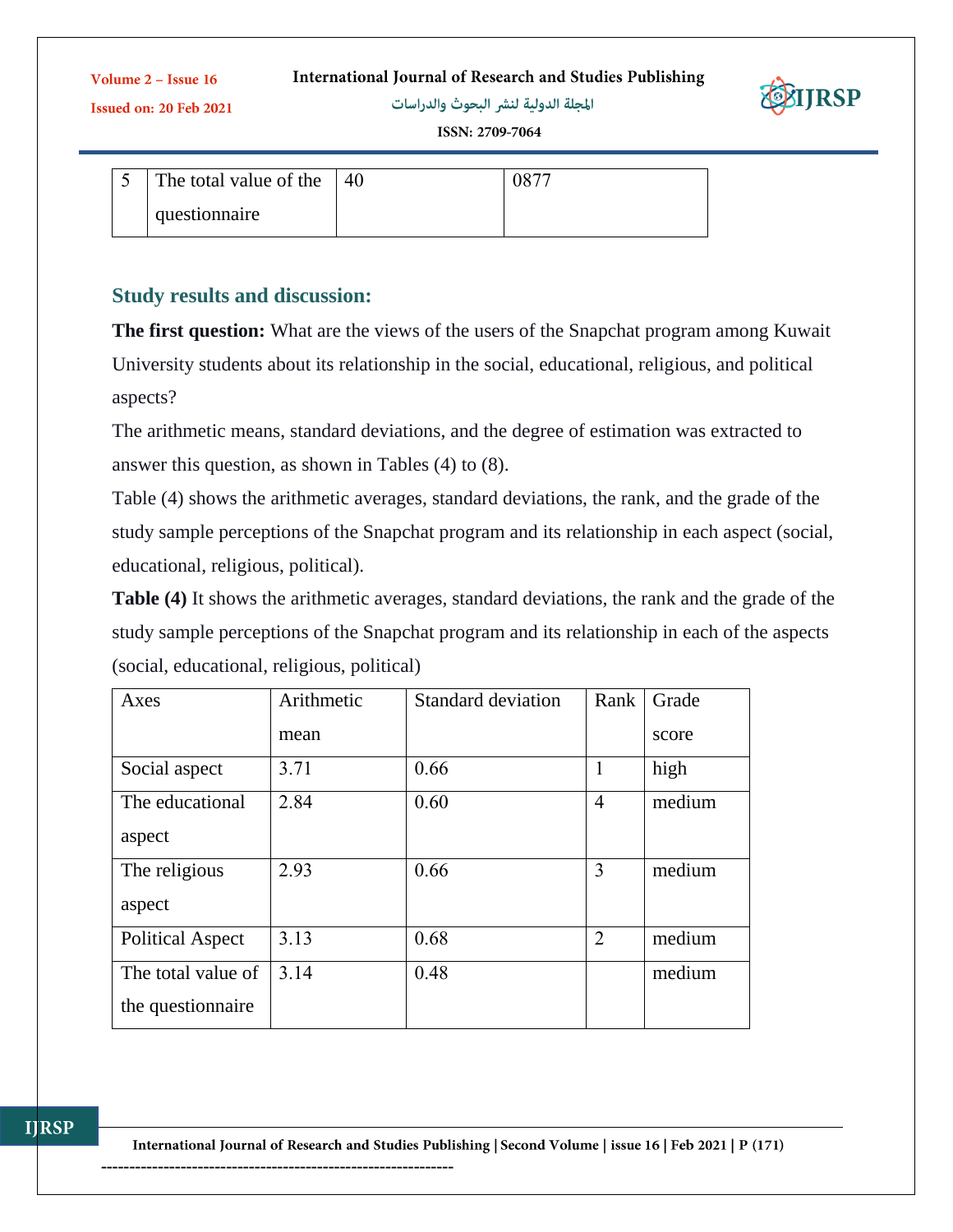| | | | |
|---|---|---|---|
| 5 | The total value of the questionnaire | 40 | 0877 |

## Study results and discussion:

**The first question:** What are the views of the users of the Snapchat program among Kuwait University students about its relationship in the social, educational, religious, and political aspects?

The arithmetic means, standard deviations, and the degree of estimation was extracted to answer this question, as shown in Tables (4) to (8).

Table (4) shows the arithmetic averages, standard deviations, the rank, and the grade of the study sample perceptions of the Snapchat program and its relationship in each aspect (social, educational, religious, political).

**Table (4)** It shows the arithmetic averages, standard deviations, the rank and the grade of the study sample perceptions of the Snapchat program and its relationship in each of the aspects (social, educational, religious, political)

| Axes | Arithmetic mean | Standard deviation | Rank | Grade score |
|---|---|---|---|---|
| Social aspect | 3.71 | 0.66 | 1 | high |
| The educational aspect | 2.84 | 0.60 | 4 | medium |
| The religious aspect | 2.93 | 0.66 | 3 | medium |
| Political Aspect | 3.13 | 0.68 | 2 | medium |
| The total value of the questionnaire | 3.14 | 0.48 | | medium |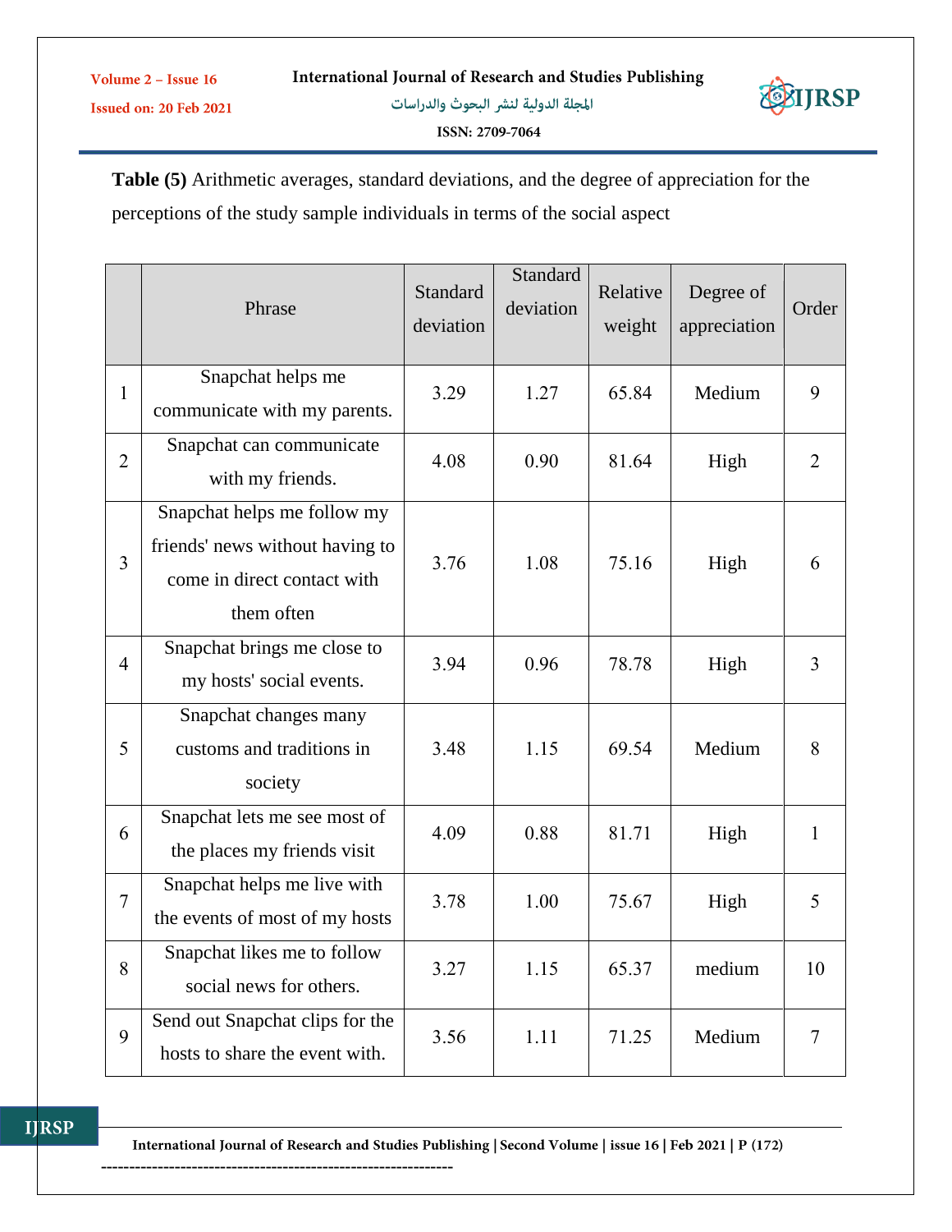**Table (5)** Arithmetic averages, standard deviations, and the degree of appreciation for the perceptions of the study sample individuals in terms of the social aspect

| | Phrase | Standard deviation | Standard deviation | Relative weight | Degree of appreciation | Order |
|---|---|---|---|---|---|---|
| 1 | Snapchat helps me communicate with my parents. | 3.29 | 1.27 | 65.84 | Medium | 9 |
| 2 | Snapchat can communicate with my friends. | 4.08 | 0.90 | 81.64 | High | 2 |
| 3 | Snapchat helps me follow my friends' news without having to come in direct contact with them often | 3.76 | 1.08 | 75.16 | High | 6 |
| 4 | Snapchat brings me close to my hosts' social events. | 3.94 | 0.96 | 78.78 | High | 3 |
| 5 | Snapchat changes many customs and traditions in society | 3.48 | 1.15 | 69.54 | Medium | 8 |
| 6 | Snapchat lets me see most of the places my friends visit | 4.09 | 0.88 | 81.71 | High | 1 |
| 7 | Snapchat helps me live with the events of most of my hosts | 3.78 | 1.00 | 75.67 | High | 5 |
| 8 | Snapchat likes me to follow social news for others. | 3.27 | 1.15 | 65.37 | medium | 10 |
| 9 | Send out Snapchat clips for the hosts to share the event with. | 3.56 | 1.11 | 71.25 | Medium | 7 |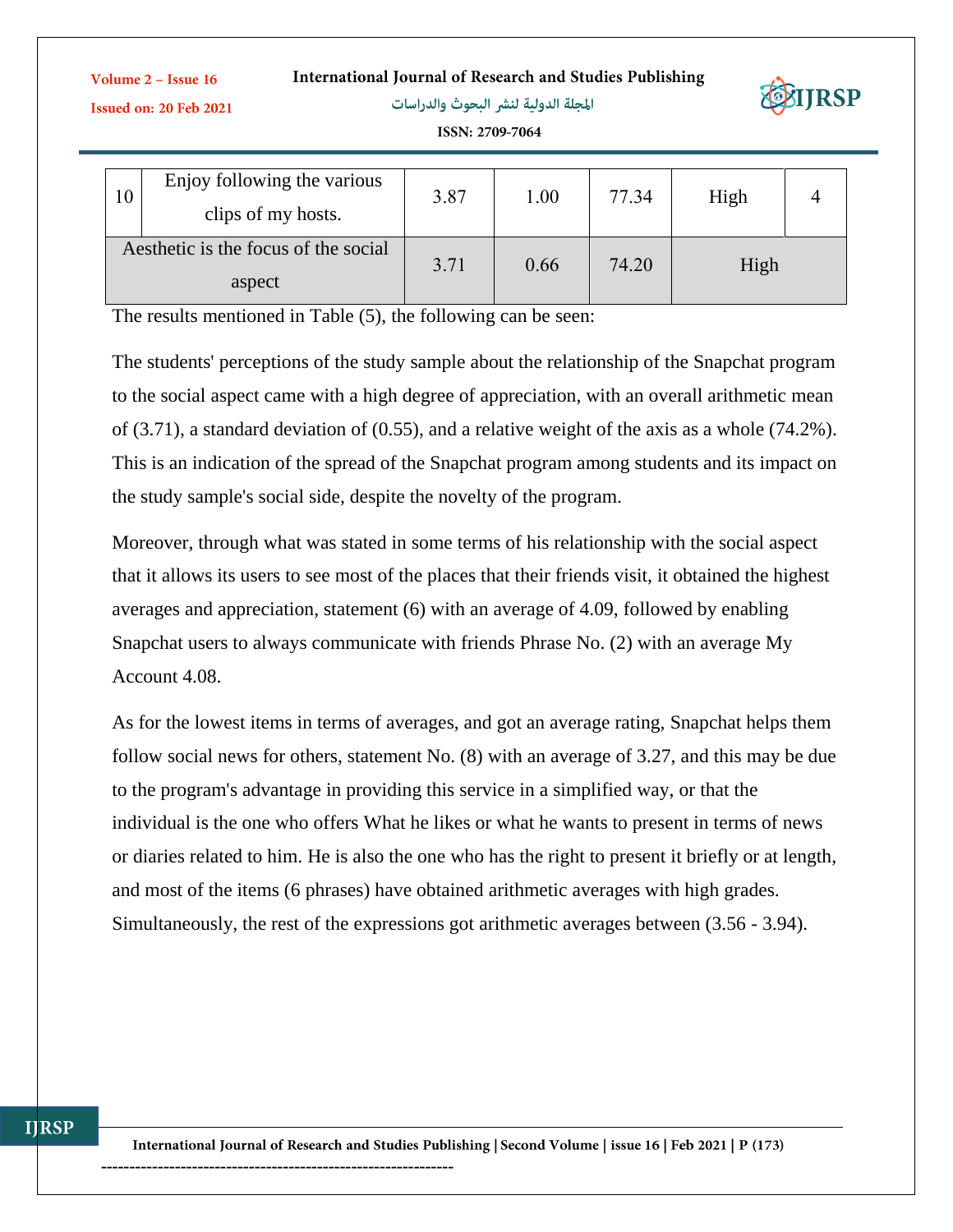| | | | | | | |
|---|---|---|---|---|---|---|
| 10 | Enjoy following the various clips of my hosts. | 3.87 | 1.00 | 77.34 | High | 4 |
| Aesthetic is the focus of the social aspect | | 3.71 | 0.66 | 74.20 | High | |

The results mentioned in Table (5), the following can be seen:

The students' perceptions of the study sample about the relationship of the Snapchat program to the social aspect came with a high degree of appreciation, with an overall arithmetic mean of (3.71), a standard deviation of (0.55), and a relative weight of the axis as a whole (74.2%). This is an indication of the spread of the Snapchat program among students and its impact on the study sample's social side, despite the novelty of the program.

Moreover, through what was stated in some terms of his relationship with the social aspect that it allows its users to see most of the places that their friends visit, it obtained the highest averages and appreciation, statement (6) with an average of 4.09, followed by enabling Snapchat users to always communicate with friends Phrase No. (2) with an average My Account 4.08.

As for the lowest items in terms of averages, and got an average rating, Snapchat helps them follow social news for others, statement No. (8) with an average of 3.27, and this may be due to the program's advantage in providing this service in a simplified way, or that the individual is the one who offers What he likes or what he wants to present in terms of news or diaries related to him. He is also the one who has the right to present it briefly or at length, and most of the items (6 phrases) have obtained arithmetic averages with high grades. Simultaneously, the rest of the expressions got arithmetic averages between (3.56 - 3.94).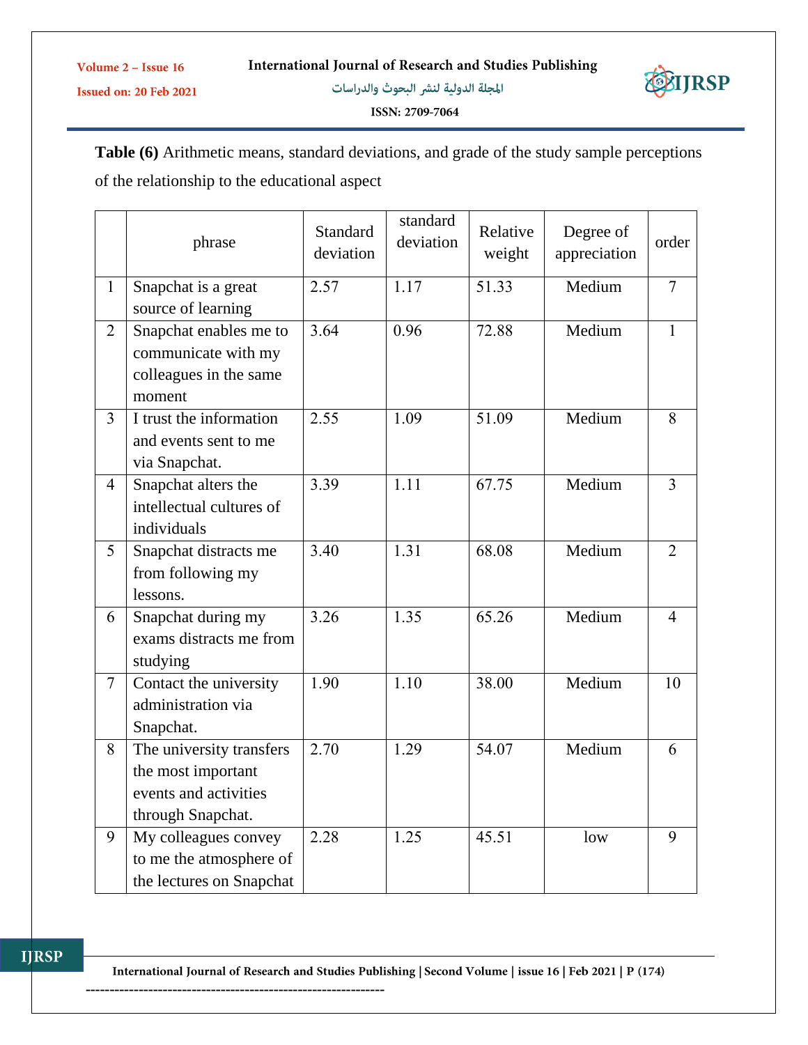**Table (6)** Arithmetic means, standard deviations, and grade of the study sample perceptions of the relationship to the educational aspect

| | phrase | Standard deviation | standard deviation | Relative weight | Degree of appreciation | order |
|---|---|---|---|---|---|---|
| 1 | Snapchat is a great source of learning | 2.57 | 1.17 | 51.33 | Medium | 7 |
| 2 | Snapchat enables me to communicate with my colleagues in the same moment | 3.64 | 0.96 | 72.88 | Medium | 1 |
| 3 | I trust the information and events sent to me via Snapchat. | 2.55 | 1.09 | 51.09 | Medium | 8 |
| 4 | Snapchat alters the intellectual cultures of individuals | 3.39 | 1.11 | 67.75 | Medium | 3 |
| 5 | Snapchat distracts me from following my lessons. | 3.40 | 1.31 | 68.08 | Medium | 2 |
| 6 | Snapchat during my exams distracts me from studying | 3.26 | 1.35 | 65.26 | Medium | 4 |
| 7 | Contact the university administration via Snapchat. | 1.90 | 1.10 | 38.00 | Medium | 10 |
| 8 | The university transfers the most important events and activities through Snapchat. | 2.70 | 1.29 | 54.07 | Medium | 6 |
| 9 | My colleagues convey to me the atmosphere of the lectures on Snapchat | 2.28 | 1.25 | 45.51 | low | 9 |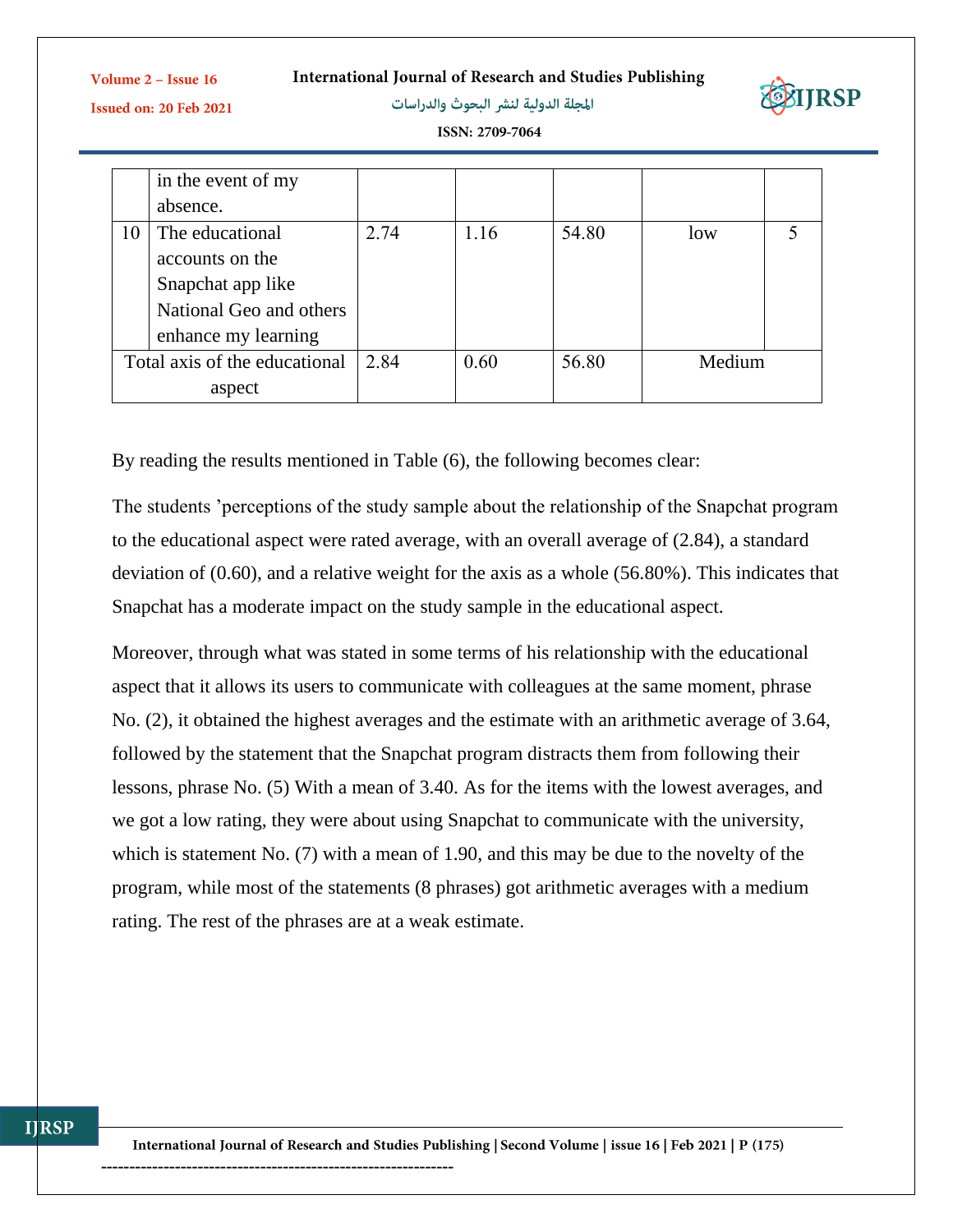| | | | | | | |
|---|---|---|---|---|---|---|
| | in the event of my absence. | | | | | |
| 10 | The educational accounts on the Snapchat app like National Geo and others enhance my learning | 2.74 | 1.16 | 54.80 | low | 5 |
| Total axis of the educational aspect | | 2.84 | 0.60 | 56.80 | Medium | |

By reading the results mentioned in Table (6), the following becomes clear:

The students 'perceptions of the study sample about the relationship of the Snapchat program to the educational aspect were rated average, with an overall average of (2.84), a standard deviation of (0.60), and a relative weight for the axis as a whole (56.80%). This indicates that Snapchat has a moderate impact on the study sample in the educational aspect.

Moreover, through what was stated in some terms of his relationship with the educational aspect that it allows its users to communicate with colleagues at the same moment, phrase No. (2), it obtained the highest averages and the estimate with an arithmetic average of 3.64, followed by the statement that the Snapchat program distracts them from following their lessons, phrase No. (5) With a mean of 3.40. As for the items with the lowest averages, and we got a low rating, they were about using Snapchat to communicate with the university, which is statement No. (7) with a mean of 1.90, and this may be due to the novelty of the program, while most of the statements (8 phrases) got arithmetic averages with a medium rating. The rest of the phrases are at a weak estimate.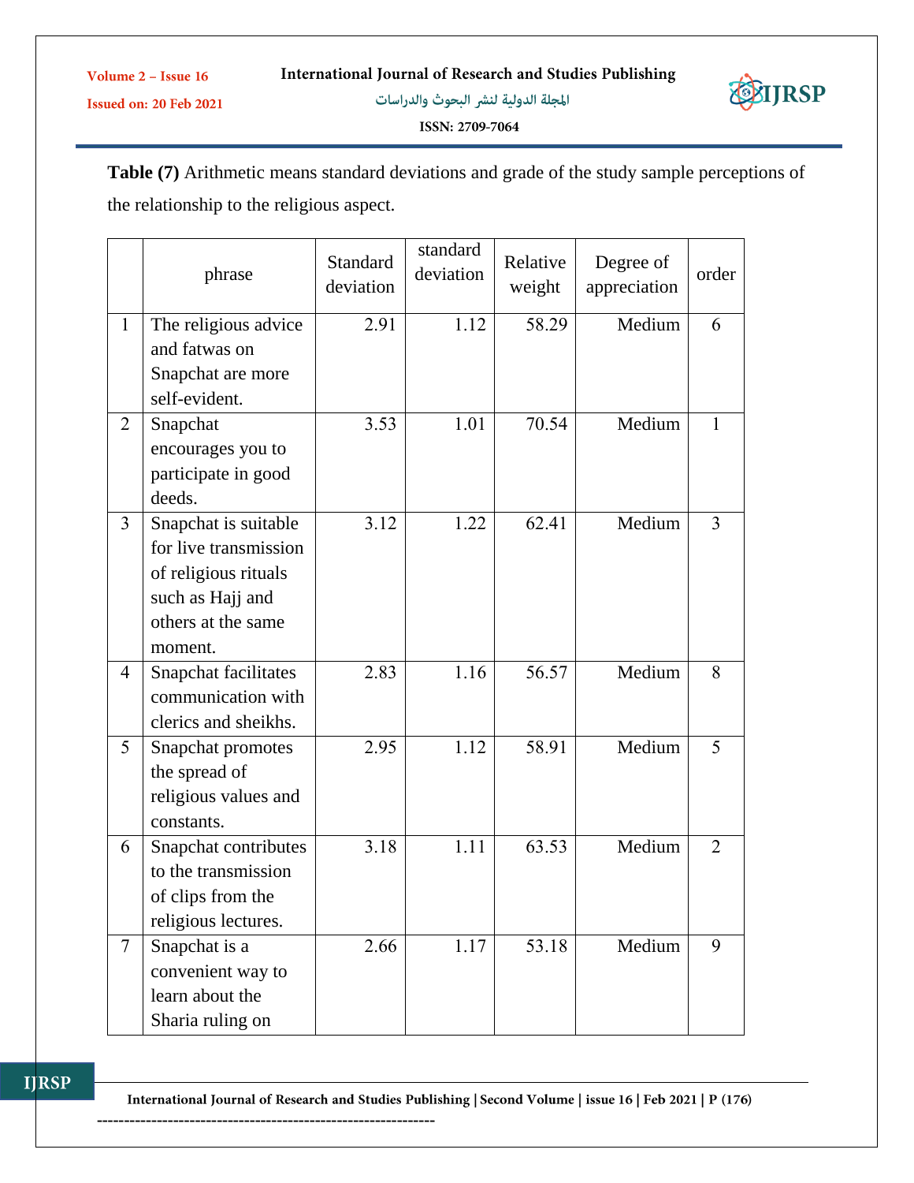**Table (7)** Arithmetic means standard deviations and grade of the study sample perceptions of the relationship to the religious aspect.

| | phrase | Standard deviation | standard deviation | Relative weight | Degree of appreciation | order |
|---|---|---|---|---|---|---|
| 1 | The religious advice and fatwas on Snapchat are more self-evident. | 2.91 | 1.12 | 58.29 | Medium | 6 |
| 2 | Snapchat encourages you to participate in good deeds. | 3.53 | 1.01 | 70.54 | Medium | 1 |
| 3 | Snapchat is suitable for live transmission of religious rituals such as Hajj and others at the same moment. | 3.12 | 1.22 | 62.41 | Medium | 3 |
| 4 | Snapchat facilitates communication with clerics and sheikhs. | 2.83 | 1.16 | 56.57 | Medium | 8 |
| 5 | Snapchat promotes the spread of religious values and constants. | 2.95 | 1.12 | 58.91 | Medium | 5 |
| 6 | Snapchat contributes to the transmission of clips from the religious lectures. | 3.18 | 1.11 | 63.53 | Medium | 2 |
| 7 | Snapchat is a convenient way to learn about the Sharia ruling on | 2.66 | 1.17 | 53.18 | Medium | 9 |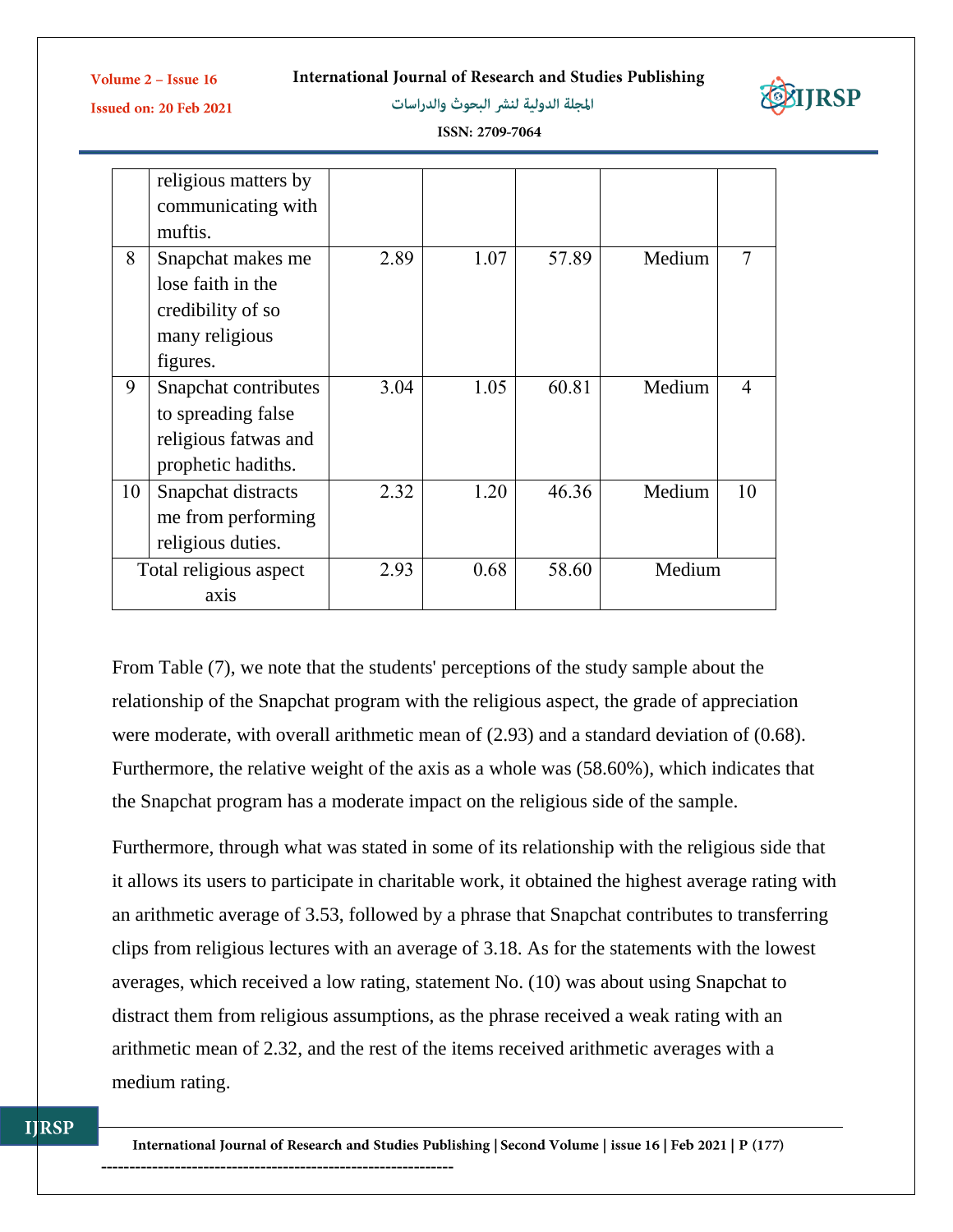| | | | | | | |
|---|---|---|---|---|---|---|
| | religious matters by communicating with muftis. | | | | | |
| 8 | Snapchat makes me lose faith in the credibility of so many religious figures. | 2.89 | 1.07 | 57.89 | Medium | 7 |
| 9 | Snapchat contributes to spreading false religious fatwas and prophetic hadiths. | 3.04 | 1.05 | 60.81 | Medium | 4 |
| 10 | Snapchat distracts me from performing religious duties. | 2.32 | 1.20 | 46.36 | Medium | 10 |
| Total religious aspect axis | | 2.93 | 0.68 | 58.60 | Medium | |

From Table (7), we note that the students' perceptions of the study sample about the relationship of the Snapchat program with the religious aspect, the grade of appreciation were moderate, with overall arithmetic mean of (2.93) and a standard deviation of (0.68). Furthermore, the relative weight of the axis as a whole was (58.60%), which indicates that the Snapchat program has a moderate impact on the religious side of the sample.

Furthermore, through what was stated in some of its relationship with the religious side that it allows its users to participate in charitable work, it obtained the highest average rating with an arithmetic average of 3.53, followed by a phrase that Snapchat contributes to transferring clips from religious lectures with an average of 3.18. As for the statements with the lowest averages, which received a low rating, statement No. (10) was about using Snapchat to distract them from religious assumptions, as the phrase received a weak rating with an arithmetic mean of 2.32, and the rest of the items received arithmetic averages with a medium rating.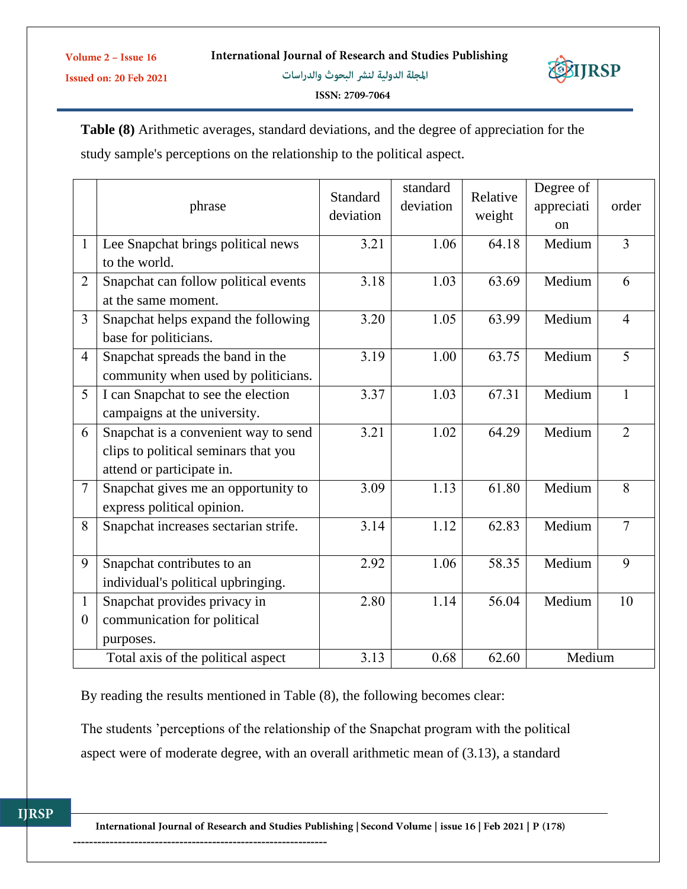**Table (8)** Arithmetic averages, standard deviations, and the degree of appreciation for the study sample's perceptions on the relationship to the political aspect.

| | phrase | Standard deviation | standard deviation | Relative weight | Degree of appreciation | order |
|---|---|---|---|---|---|---|
| 1 | Lee Snapchat brings political news to the world. | 3.21 | 1.06 | 64.18 | Medium | 3 |
| 2 | Snapchat can follow political events at the same moment. | 3.18 | 1.03 | 63.69 | Medium | 6 |
| 3 | Snapchat helps expand the following base for politicians. | 3.20 | 1.05 | 63.99 | Medium | 4 |
| 4 | Snapchat spreads the band in the community when used by politicians. | 3.19 | 1.00 | 63.75 | Medium | 5 |
| 5 | I can Snapchat to see the election campaigns at the university. | 3.37 | 1.03 | 67.31 | Medium | 1 |
| 6 | Snapchat is a convenient way to send clips to political seminars that you attend or participate in. | 3.21 | 1.02 | 64.29 | Medium | 2 |
| 7 | Snapchat gives me an opportunity to express political opinion. | 3.09 | 1.13 | 61.80 | Medium | 8 |
| 8 | Snapchat increases sectarian strife. | 3.14 | 1.12 | 62.83 | Medium | 7 |
| 9 | Snapchat contributes to an individual's political upbringing. | 2.92 | 1.06 | 58.35 | Medium | 9 |
| 10 | Snapchat provides privacy in communication for political purposes. | 2.80 | 1.14 | 56.04 | Medium | 10 |
| | Total axis of the political aspect | 3.13 | 0.68 | 62.60 | Medium | |

By reading the results mentioned in Table (8), the following becomes clear:

The students 'perceptions of the relationship of the Snapchat program with the political aspect were of moderate degree, with an overall arithmetic mean of (3.13), a standard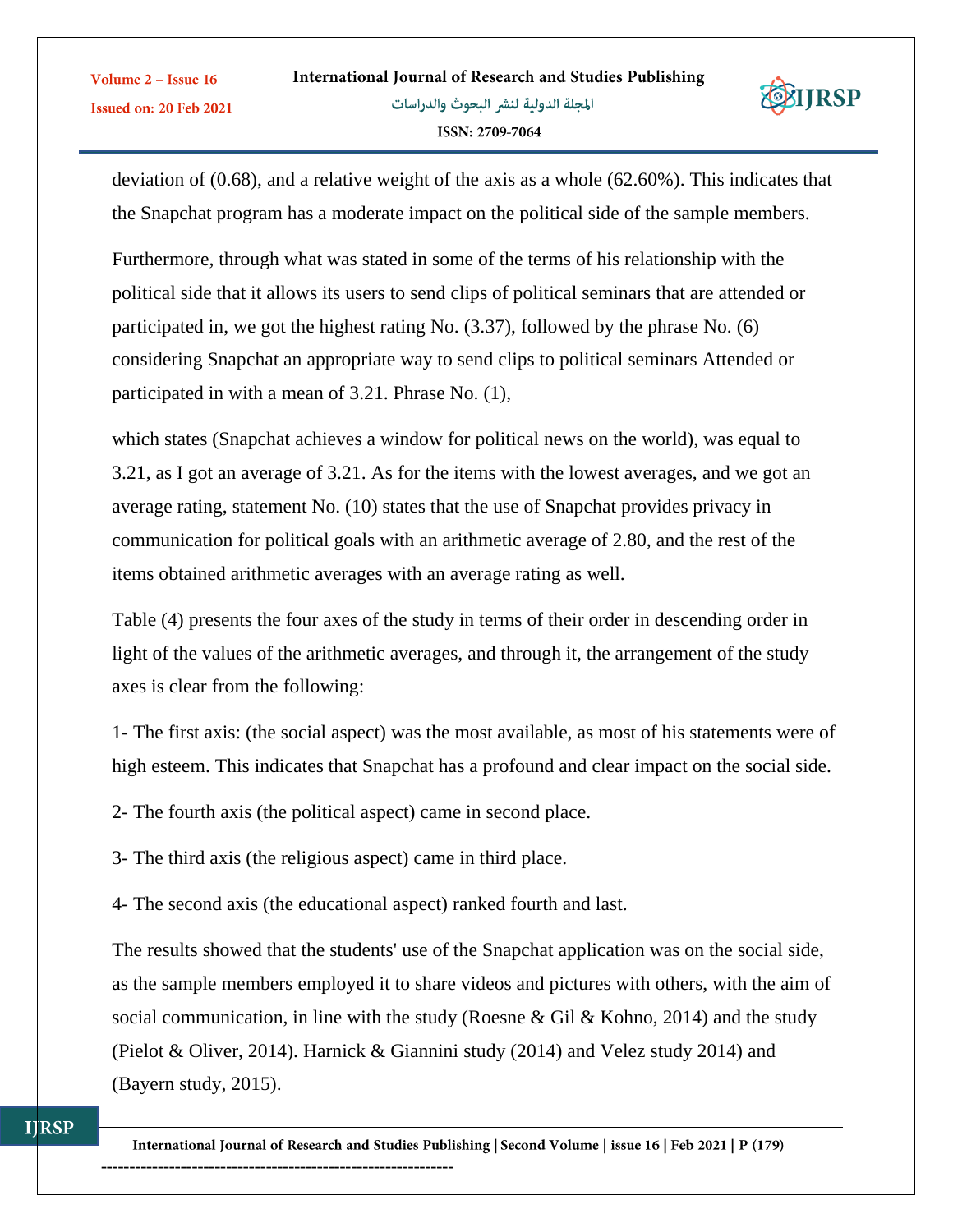deviation of (0.68), and a relative weight of the axis as a whole (62.60%). This indicates that the Snapchat program has a moderate impact on the political side of the sample members.

Furthermore, through what was stated in some of the terms of his relationship with the political side that it allows its users to send clips of political seminars that are attended or participated in, we got the highest rating No. (3.37), followed by the phrase No. (6) considering Snapchat an appropriate way to send clips to political seminars Attended or participated in with a mean of 3.21. Phrase No. (1),

which states (Snapchat achieves a window for political news on the world), was equal to 3.21, as I got an average of 3.21. As for the items with the lowest averages, and we got an average rating, statement No. (10) states that the use of Snapchat provides privacy in communication for political goals with an arithmetic average of 2.80, and the rest of the items obtained arithmetic averages with an average rating as well.

Table (4) presents the four axes of the study in terms of their order in descending order in light of the values of the arithmetic averages, and through it, the arrangement of the study axes is clear from the following:

1- The first axis: (the social aspect) was the most available, as most of his statements were of high esteem. This indicates that Snapchat has a profound and clear impact on the social side.

2- The fourth axis (the political aspect) came in second place.

3- The third axis (the religious aspect) came in third place.

4- The second axis (the educational aspect) ranked fourth and last.

The results showed that the students' use of the Snapchat application was on the social side, as the sample members employed it to share videos and pictures with others, with the aim of social communication, in line with the study (Roesne & Gil & Kohno, 2014) and the study (Pielot & Oliver, 2014). Harnick & Giannini study (2014) and Velez study 2014) and (Bayern study, 2015).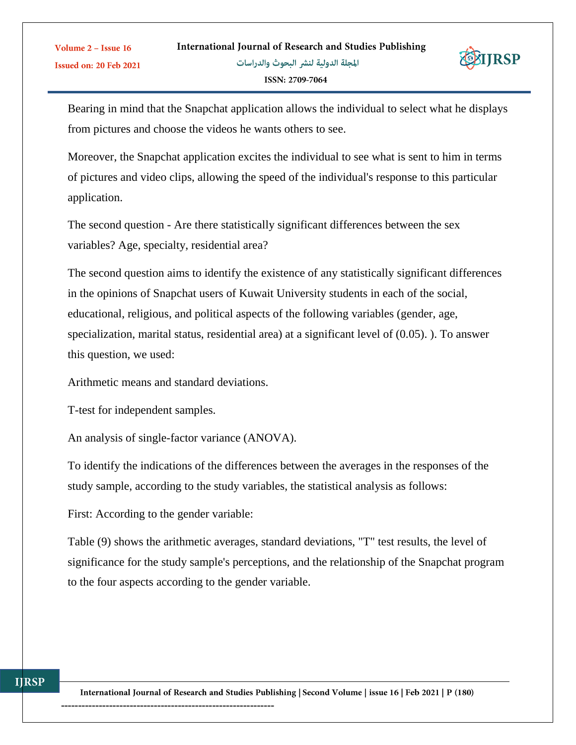Bearing in mind that the Snapchat application allows the individual to select what he displays from pictures and choose the videos he wants others to see.

Moreover, the Snapchat application excites the individual to see what is sent to him in terms of pictures and video clips, allowing the speed of the individual's response to this particular application.

The second question - Are there statistically significant differences between the sex variables? Age, specialty, residential area?

The second question aims to identify the existence of any statistically significant differences in the opinions of Snapchat users of Kuwait University students in each of the social, educational, religious, and political aspects of the following variables (gender, age, specialization, marital status, residential area) at a significant level of (0.05). ). To answer this question, we used:

Arithmetic means and standard deviations.

T-test for independent samples.

An analysis of single-factor variance (ANOVA).

To identify the indications of the differences between the averages in the responses of the study sample, according to the study variables, the statistical analysis as follows:

First: According to the gender variable:

Table (9) shows the arithmetic averages, standard deviations, "T" test results, the level of significance for the study sample's perceptions, and the relationship of the Snapchat program to the four aspects according to the gender variable.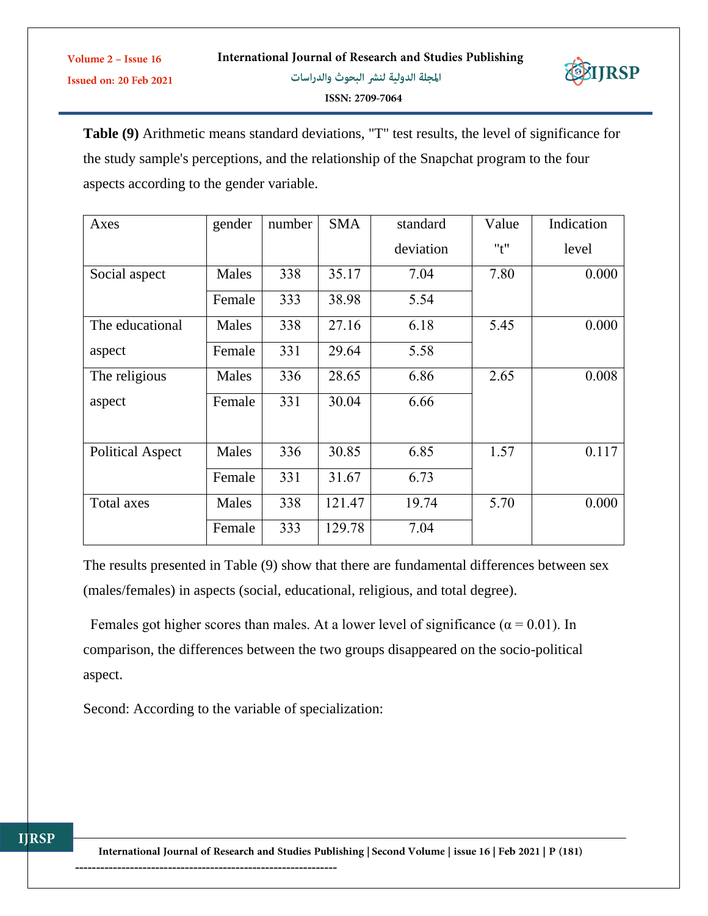**Table (9)** Arithmetic means standard deviations, "T" test results, the level of significance for the study sample's perceptions, and the relationship of the Snapchat program to the four aspects according to the gender variable.

| Axes | gender | number | SMA | standard deviation | Value "t" | Indication level |
|---|---|---|---|---|---|---|
| Social aspect | Males | 338 | 35.17 | 7.04 | 7.80 | 0.000 |
| | Female | 333 | 38.98 | 5.54 | | |
| The educational aspect | Males | 338 | 27.16 | 6.18 | 5.45 | 0.000 |
| | Female | 331 | 29.64 | 5.58 | | |
| The religious aspect | Males | 336 | 28.65 | 6.86 | 2.65 | 0.008 |
| | Female | 331 | 30.04 | 6.66 | | |
| Political Aspect | Males | 336 | 30.85 | 6.85 | 1.57 | 0.117 |
| | Female | 331 | 31.67 | 6.73 | | |
| Total axes | Males | 338 | 121.47 | 19.74 | 5.70 | 0.000 |
| | Female | 333 | 129.78 | 7.04 | | |

The results presented in Table (9) show that there are fundamental differences between sex (males/females) in aspects (social, educational, religious, and total degree).

Females got higher scores than males. At a lower level of significance ($\alpha = 0.01$). In comparison, the differences between the two groups disappeared on the socio-political aspect.

Second: According to the variable of specialization: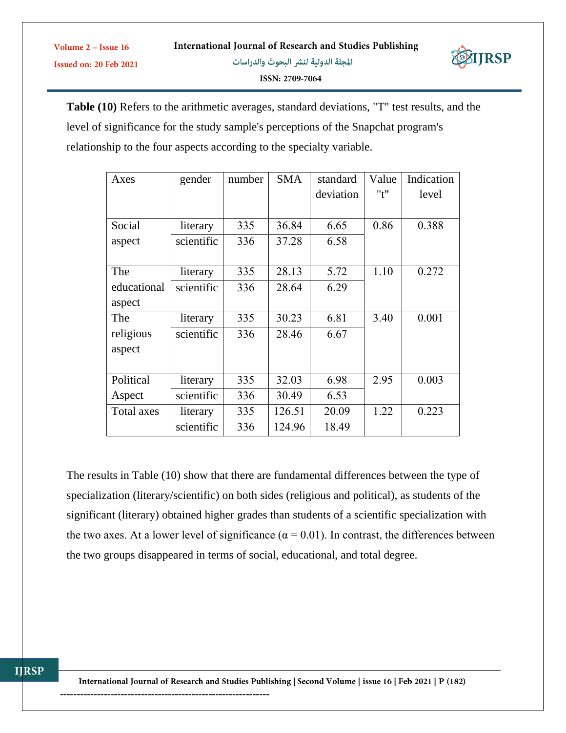**Table (10)** Refers to the arithmetic averages, standard deviations, "T" test results, and the level of significance for the study sample's perceptions of the Snapchat program's relationship to the four aspects according to the specialty variable.

| Axes | gender | number | SMA | standard deviation | Value "t" | Indication level |
|---|---|---|---|---|---|---|
| Social aspect | literary | 335 | 36.84 | 6.65 | 0.86 | 0.388 |
| | scientific | 336 | 37.28 | 6.58 | | |
| The educational aspect | literary | 335 | 28.13 | 5.72 | 1.10 | 0.272 |
| | scientific | 336 | 28.64 | 6.29 | | |
| The religious aspect | literary | 335 | 30.23 | 6.81 | 3.40 | 0.001 |
| | scientific | 336 | 28.46 | 6.67 | | |
| Political Aspect | literary | 335 | 32.03 | 6.98 | 2.95 | 0.003 |
| | scientific | 336 | 30.49 | 6.53 | | |
| Total axes | literary | 335 | 126.51 | 20.09 | 1.22 | 0.223 |
| | scientific | 336 | 124.96 | 18.49 | | |

The results in Table (10) show that there are fundamental differences between the type of specialization (literary/scientific) on both sides (religious and political), as students of the significant (literary) obtained higher grades than students of a scientific specialization with the two axes. At a lower level of significance ($\alpha = 0.01$). In contrast, the differences between the two groups disappeared in terms of social, educational, and total degree.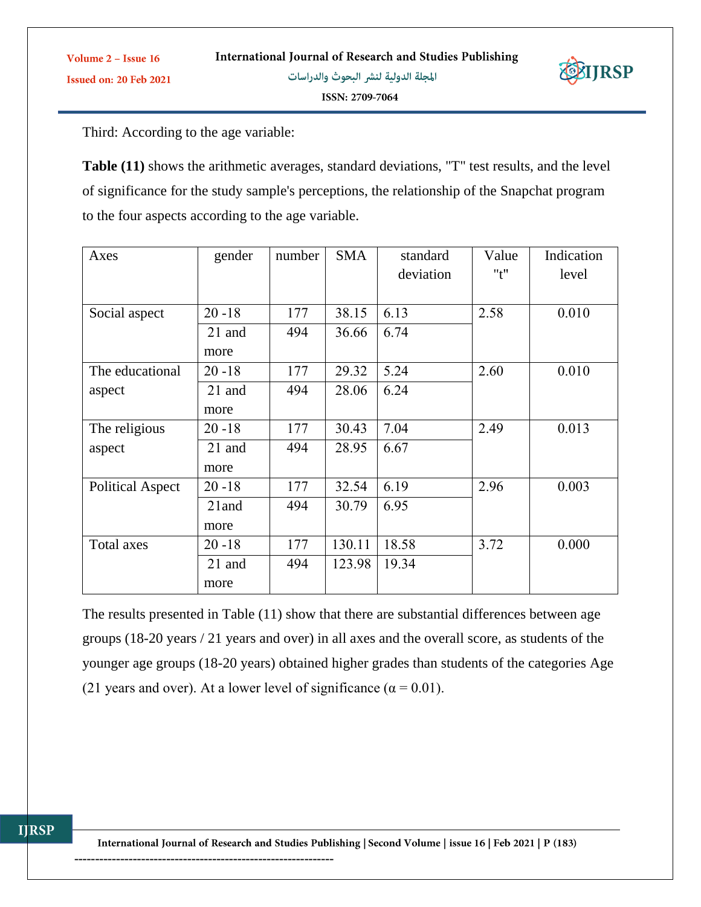Third: According to the age variable:

**Table (11)** shows the arithmetic averages, standard deviations, "T" test results, and the level of significance for the study sample's perceptions, the relationship of the Snapchat program to the four aspects according to the age variable.

| Axes | gender | number | SMA | standard deviation | Value "t" | Indication level |
|---|---|---|---|---|---|---|
| Social aspect | 20 -18 | 177 | 38.15 | 6.13 | 2.58 | 0.010 |
| | 21 and more | 494 | 36.66 | 6.74 | | |
| The educational aspect | 20 -18 | 177 | 29.32 | 5.24 | 2.60 | 0.010 |
| | 21 and more | 494 | 28.06 | 6.24 | | |
| The religious aspect | 20 -18 | 177 | 30.43 | 7.04 | 2.49 | 0.013 |
| | 21 and more | 494 | 28.95 | 6.67 | | |
| Political Aspect | 20 -18 | 177 | 32.54 | 6.19 | 2.96 | 0.003 |
| | 21and more | 494 | 30.79 | 6.95 | | |
| Total axes | 20 -18 | 177 | 130.11 | 18.58 | 3.72 | 0.000 |
| | 21 and more | 494 | 123.98 | 19.34 | | |

The results presented in Table (11) show that there are substantial differences between age groups (18-20 years / 21 years and over) in all axes and the overall score, as students of the younger age groups (18-20 years) obtained higher grades than students of the categories Age (21 years and over). At a lower level of significance ($\alpha = 0.01$).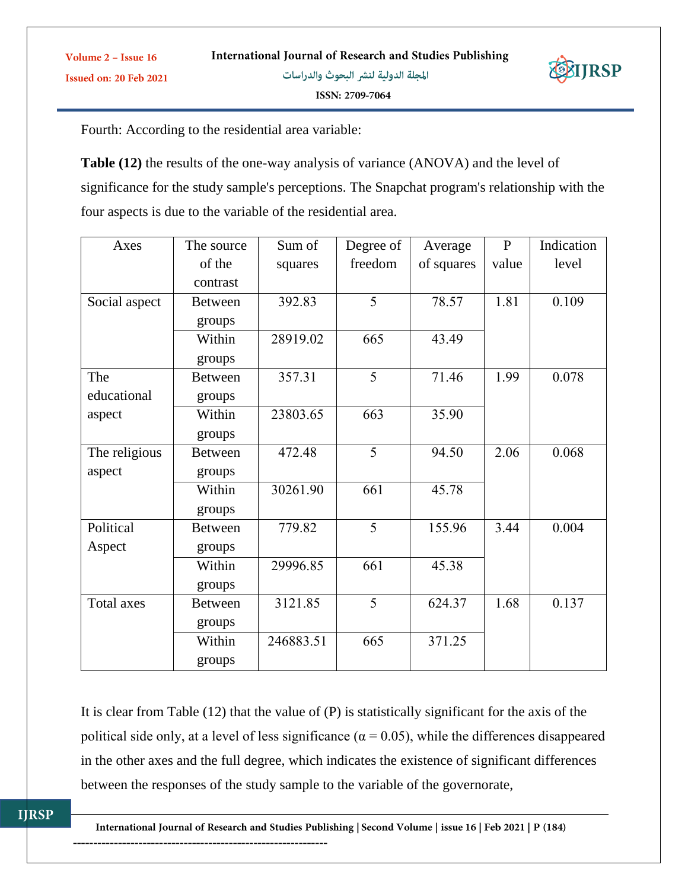Fourth: According to the residential area variable:

**Table (12)** the results of the one-way analysis of variance (ANOVA) and the level of significance for the study sample's perceptions. The Snapchat program's relationship with the four aspects is due to the variable of the residential area.

| Axes | The source of the contrast | Sum of squares | Degree of freedom | Average of squares | P value | Indication level |
|---|---|---|---|---|---|---|
| Social aspect | Between groups | 392.83 | 5 | 78.57 | 1.81 | 0.109 |
| | Within groups | 28919.02 | 665 | 43.49 | | |
| The educational aspect | Between groups | 357.31 | 5 | 71.46 | 1.99 | 0.078 |
| | Within groups | 23803.65 | 663 | 35.90 | | |
| The religious aspect | Between groups | 472.48 | 5 | 94.50 | 2.06 | 0.068 |
| | Within groups | 30261.90 | 661 | 45.78 | | |
| Political Aspect | Between groups | 779.82 | 5 | 155.96 | 3.44 | 0.004 |
| | Within groups | 29996.85 | 661 | 45.38 | | |
| Total axes | Between groups | 3121.85 | 5 | 624.37 | 1.68 | 0.137 |
| | Within groups | 246883.51 | 665 | 371.25 | | |

It is clear from Table (12) that the value of (P) is statistically significant for the axis of the political side only, at a level of less significance ($\alpha = 0.05$), while the differences disappeared in the other axes and the full degree, which indicates the existence of significant differences between the responses of the study sample to the variable of the governorate,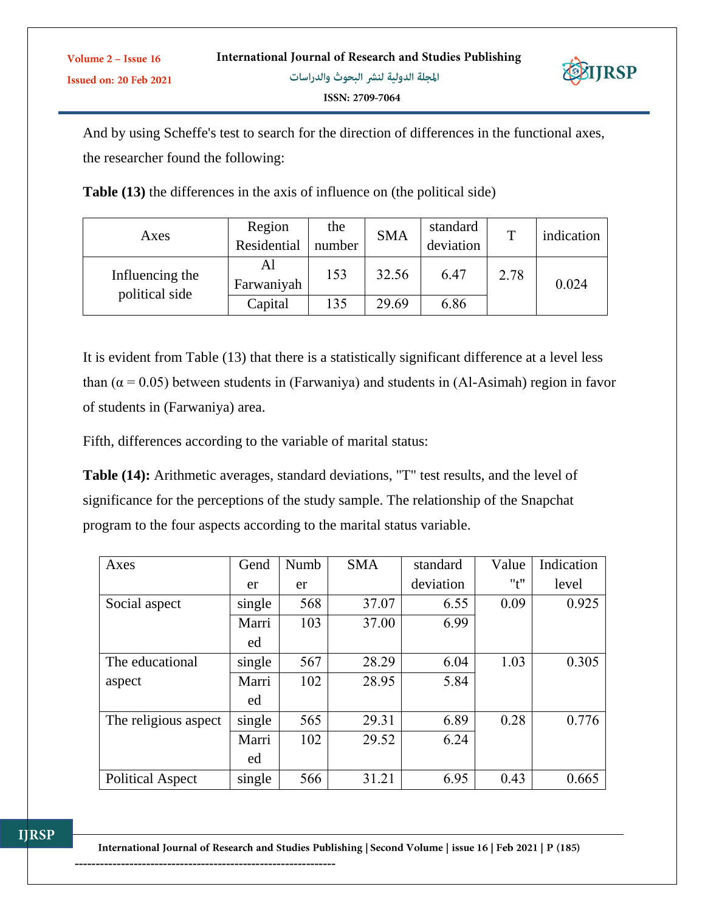And by using Scheffe's test to search for the direction of differences in the functional axes, the researcher found the following:

**Table (13)** the differences in the axis of influence on (the political side)

| Axes | Region Residential | the number | SMA | standard deviation | T | indication |
|---|---|---|---|---|---|---|
| Influencing the political side | Al Farwaniyah | 153 | 32.56 | 6.47 | 2.78 | 0.024 |
| | Capital | 135 | 29.69 | 6.86 | | |

It is evident from Table (13) that there is a statistically significant difference at a level less than ($\alpha = 0.05$) between students in (Farwaniya) and students in (Al-Asimah) region in favor of students in (Farwaniya) area.

Fifth, differences according to the variable of marital status:

**Table (14):** Arithmetic averages, standard deviations, "T" test results, and the level of significance for the perceptions of the study sample. The relationship of the Snapchat program to the four aspects according to the marital status variable.

| Axes | Gender | Number | SMA | standard deviation | Value "t" | Indication level |
|---|---|---|---|---|---|---|
| Social aspect | single | 568 | 37.07 | 6.55 | 0.09 | 0.925 |
| | Married | 103 | 37.00 | 6.99 | | |
| The educational aspect | single | 567 | 28.29 | 6.04 | 1.03 | 0.305 |
| | Married | 102 | 28.95 | 5.84 | | |
| The religious aspect | single | 565 | 29.31 | 6.89 | 0.28 | 0.776 |
| | Married | 102 | 29.52 | 6.24 | | |
| Political Aspect | single | 566 | 31.21 | 6.95 | 0.43 | 0.665 |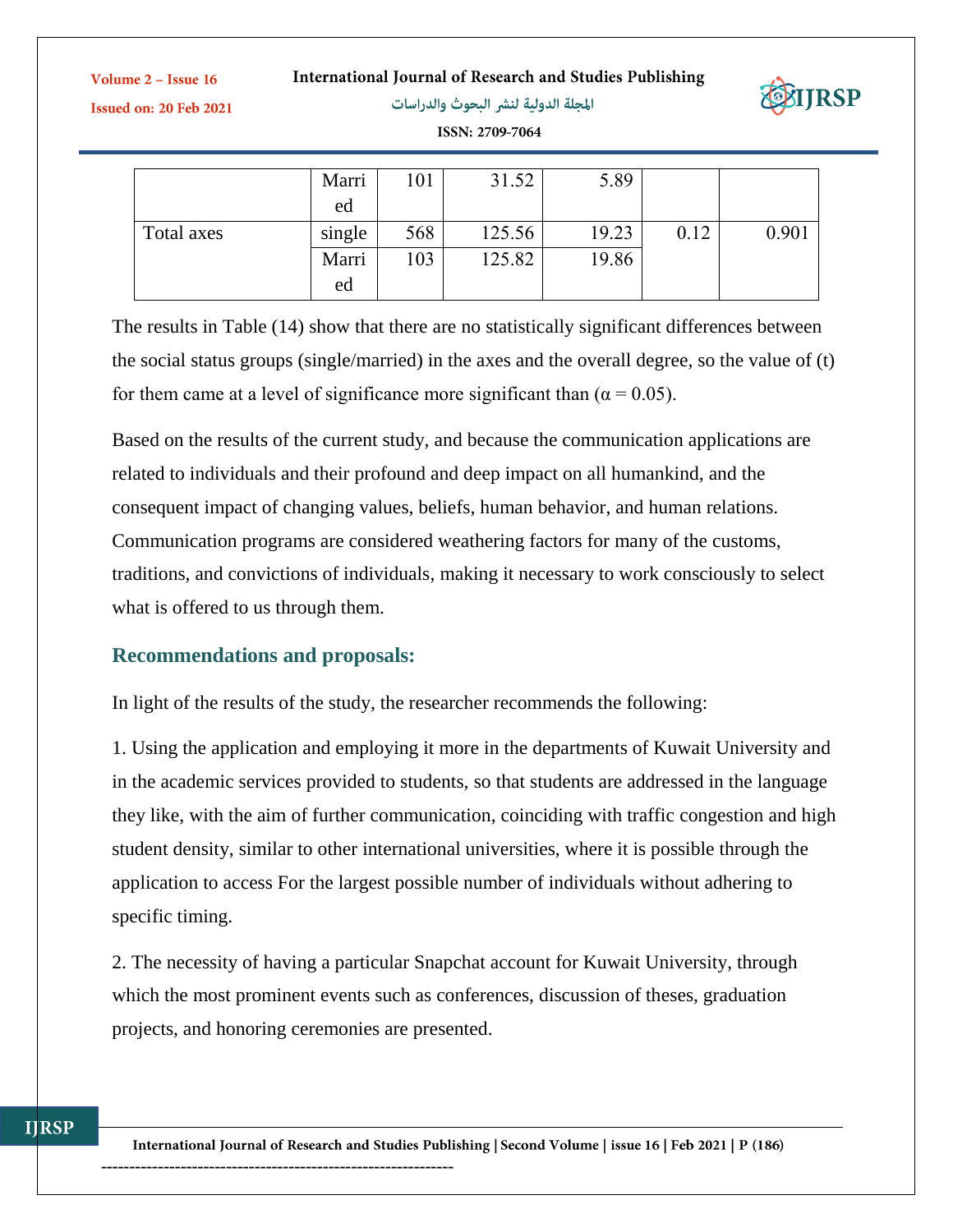| | | | | | | |
|---|---|---|---|---|---|---|
| | Married | 101 | 31.52 | 5.89 | | |
| Total axes | single | 568 | 125.56 | 19.23 | 0.12 | 0.901 |
| | Married | 103 | 125.82 | 19.86 | | |

The results in Table (14) show that there are no statistically significant differences between the social status groups (single/married) in the axes and the overall degree, so the value of (t) for them came at a level of significance more significant than ($\alpha = 0.05$).

Based on the results of the current study, and because the communication applications are related to individuals and their profound and deep impact on all humankind, and the consequent impact of changing values, beliefs, human behavior, and human relations. Communication programs are considered weathering factors for many of the customs, traditions, and convictions of individuals, making it necessary to work consciously to select what is offered to us through them.

## Recommendations and proposals:

In light of the results of the study, the researcher recommends the following:

1. Using the application and employing it more in the departments of Kuwait University and in the academic services provided to students, so that students are addressed in the language they like, with the aim of further communication, coinciding with traffic congestion and high student density, similar to other international universities, where it is possible through the application to access For the largest possible number of individuals without adhering to specific timing.

2. The necessity of having a particular Snapchat account for Kuwait University, through which the most prominent events such as conferences, discussion of theses, graduation projects, and honoring ceremonies are presented.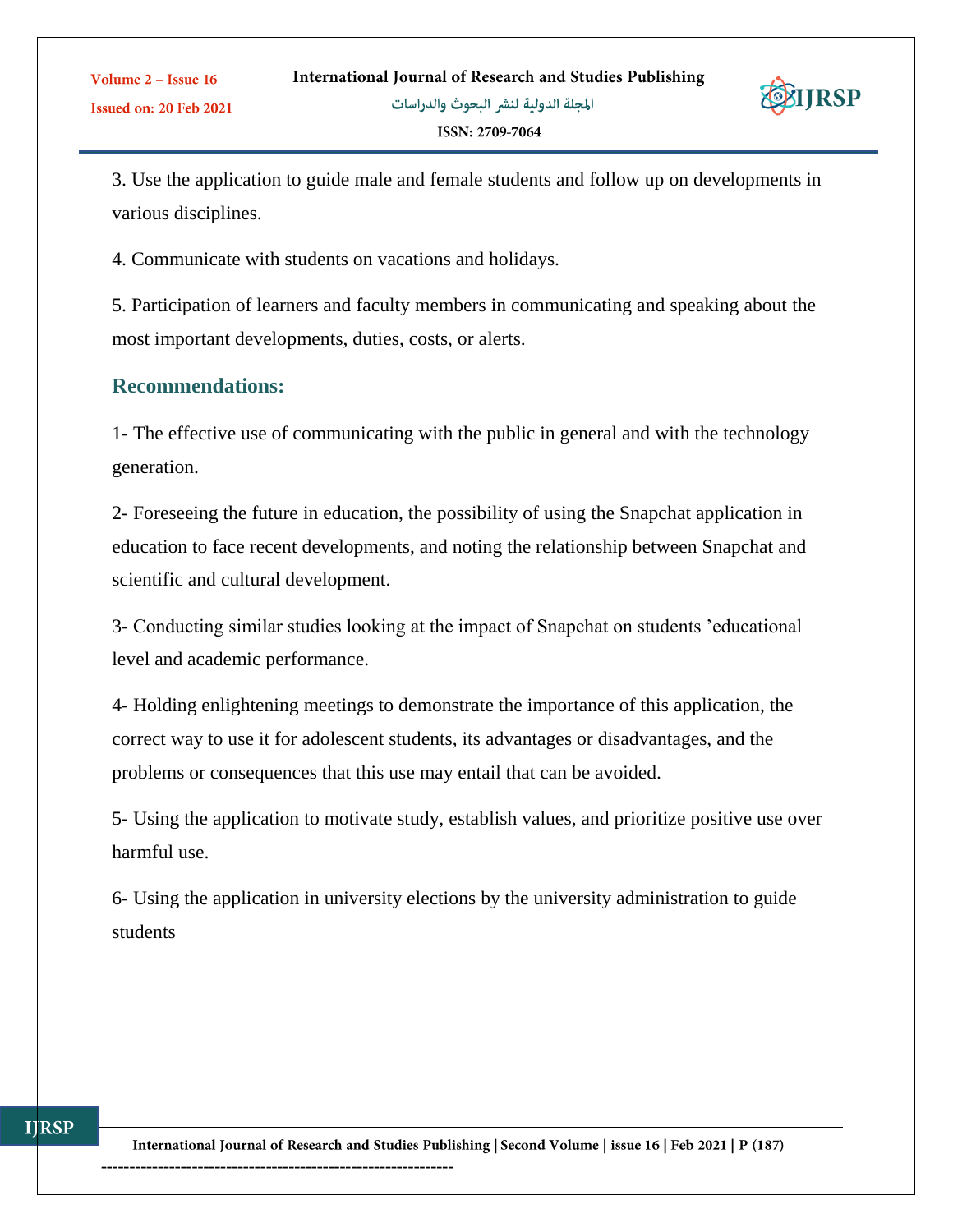3. Use the application to guide male and female students and follow up on developments in various disciplines.

4. Communicate with students on vacations and holidays.

5. Participation of learners and faculty members in communicating and speaking about the most important developments, duties, costs, or alerts.

## Recommendations:

1- The effective use of communicating with the public in general and with the technology generation.

2- Foreseeing the future in education, the possibility of using the Snapchat application in education to face recent developments, and noting the relationship between Snapchat and scientific and cultural development.

3- Conducting similar studies looking at the impact of Snapchat on students ’educational level and academic performance.

4- Holding enlightening meetings to demonstrate the importance of this application, the correct way to use it for adolescent students, its advantages or disadvantages, and the problems or consequences that this use may entail that can be avoided.

5- Using the application to motivate study, establish values, and prioritize positive use over harmful use.

6- Using the application in university elections by the university administration to guide students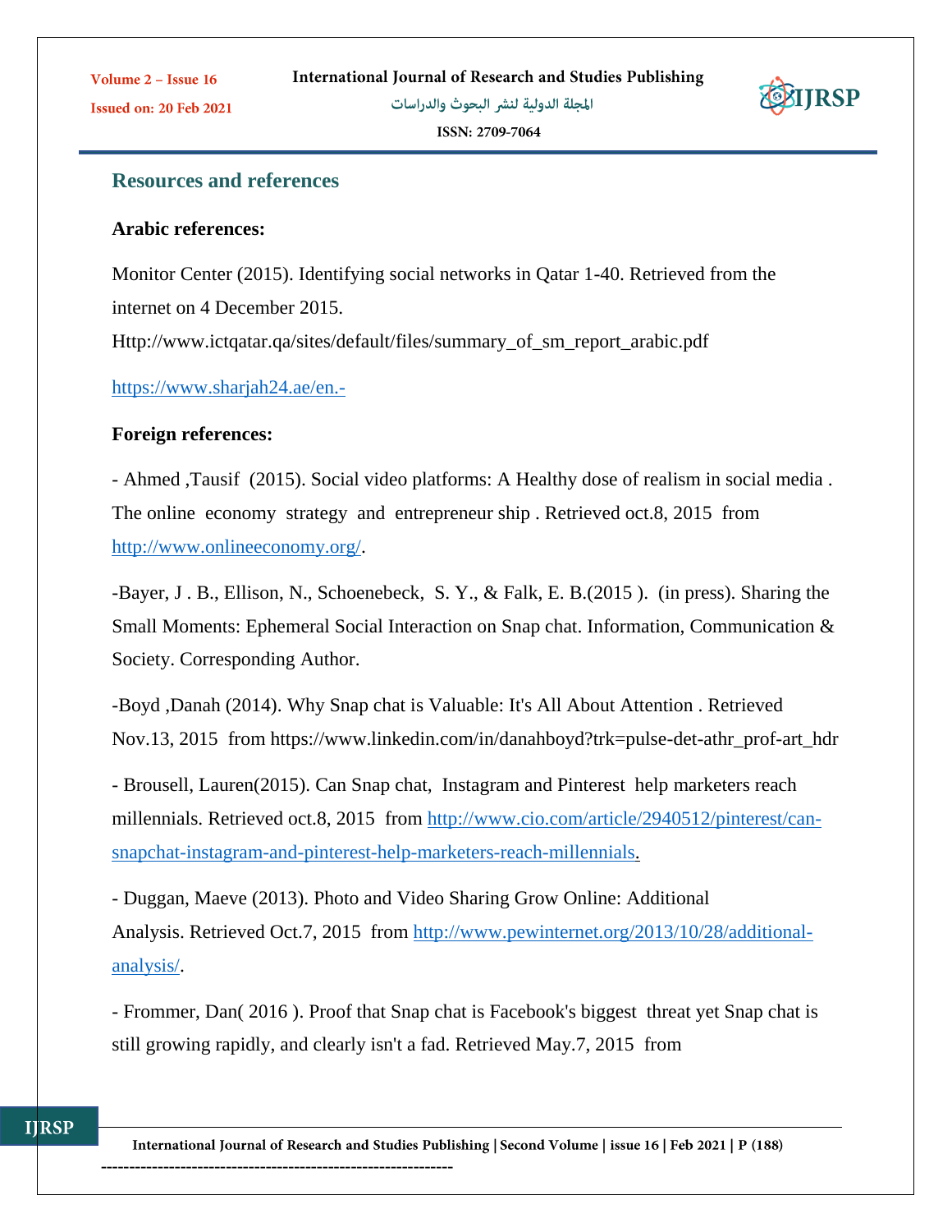## Resources and references

**Arabic references:**

Monitor Center (2015). Identifying social networks in Qatar 1-40. Retrieved from the internet on 4 December 2015.
Http://www.ictqatar.qa/sites/default/files/summary_of_sm_report_arabic.pdf

https://www.sharjah24.ae/en.-

**Foreign references:**

- Ahmed ,Tausif (2015). Social video platforms: A Healthy dose of realism in social media . The online economy strategy and entrepreneur ship . Retrieved oct.8, 2015 from http://www.onlineeconomy.org/.

-Bayer, J . B., Ellison, N., Schoenebeck, S. Y., & Falk, E. B.(2015 ). (in press). Sharing the Small Moments: Ephemeral Social Interaction on Snap chat. Information, Communication & Society. Corresponding Author.

-Boyd ,Danah (2014). Why Snap chat is Valuable: It's All About Attention . Retrieved Nov.13, 2015 from https://www.linkedin.com/in/danahboyd?trk=pulse-det-athr_prof-art_hdr

- Brousell, Lauren(2015). Can Snap chat, Instagram and Pinterest help marketers reach millennials. Retrieved oct.8, 2015 from http://www.cio.com/article/2940512/pinterest/can-snapchat-instagram-and-pinterest-help-marketers-reach-millennials.

- Duggan, Maeve (2013). Photo and Video Sharing Grow Online: Additional Analysis. Retrieved Oct.7, 2015 from http://www.pewinternet.org/2013/10/28/additional-analysis/.

- Frommer, Dan( 2016 ). Proof that Snap chat is Facebook's biggest threat yet Snap chat is still growing rapidly, and clearly isn't a fad. Retrieved May.7, 2015 from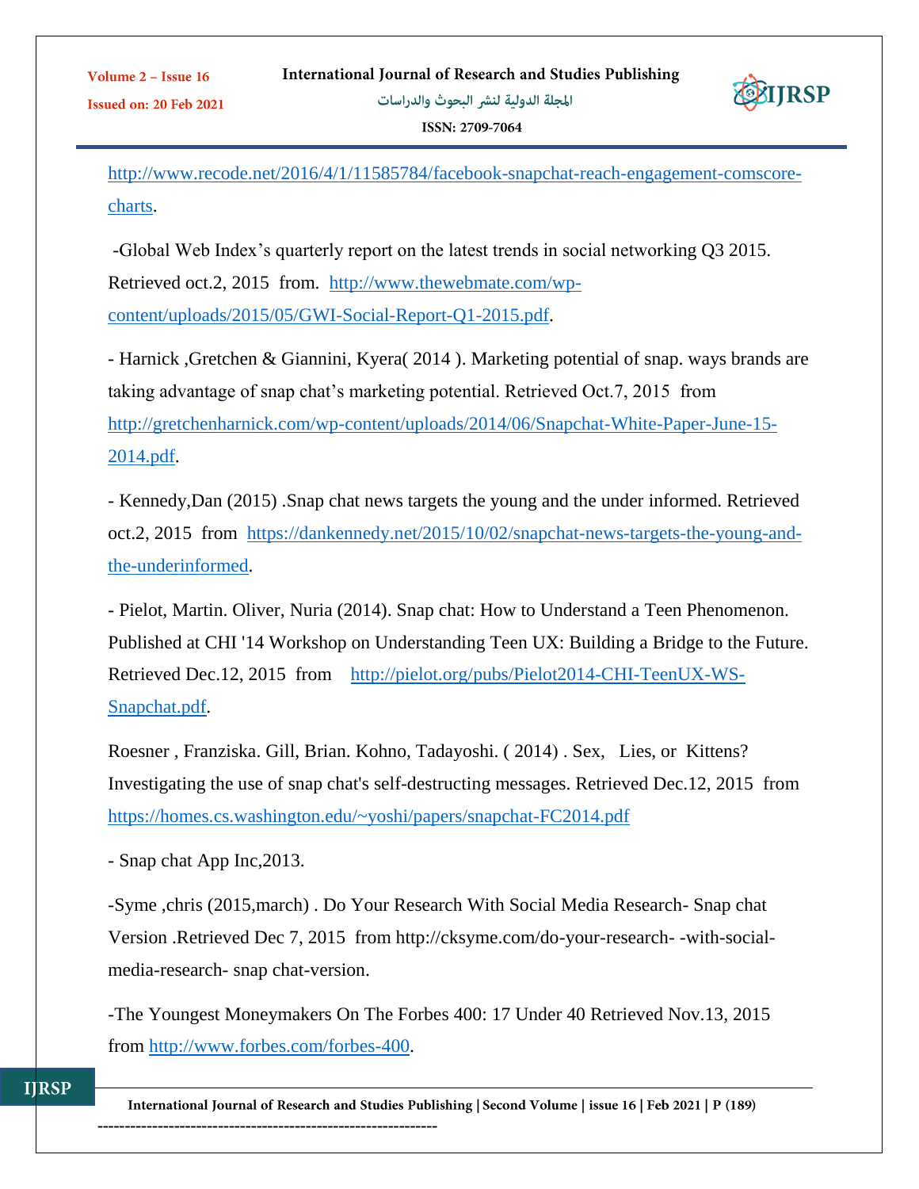http://www.recode.net/2016/4/1/11585784/facebook-snapchat-reach-engagement-comscore-charts.

-Global Web Index's quarterly report on the latest trends in social networking Q3 2015. Retrieved oct.2, 2015 from. http://www.thewebmate.com/wp-content/uploads/2015/05/GWI-Social-Report-Q1-2015.pdf.

- Harnick ,Gretchen & Giannini, Kyera( 2014 ). Marketing potential of snap. ways brands are taking advantage of snap chat's marketing potential. Retrieved Oct.7, 2015 from http://gretchenharnick.com/wp-content/uploads/2014/06/Snapchat-White-Paper-June-15-2014.pdf.

- Kennedy,Dan (2015) .Snap chat news targets the young and the under informed. Retrieved oct.2, 2015 from https://dankennedy.net/2015/10/02/snapchat-news-targets-the-young-and-the-underinformed.

- Pielot, Martin. Oliver, Nuria (2014). Snap chat: How to Understand a Teen Phenomenon. Published at CHI '14 Workshop on Understanding Teen UX: Building a Bridge to the Future. Retrieved Dec.12, 2015 from http://pielot.org/pubs/Pielot2014-CHI-TeenUX-WS-Snapchat.pdf.

Roesner , Franziska. Gill, Brian. Kohno, Tadayoshi. ( 2014) . Sex, Lies, or Kittens? Investigating the use of snap chat's self-destructing messages. Retrieved Dec.12, 2015 from https://homes.cs.washington.edu/~yoshi/papers/snapchat-FC2014.pdf

- Snap chat App Inc,2013.

-Syme ,chris (2015,march) . Do Your Research With Social Media Research- Snap chat Version .Retrieved Dec 7, 2015 from http://cksyme.com/do-your-research- -with-social-media-research- snap chat-version.

-The Youngest Moneymakers On The Forbes 400: 17 Under 40 Retrieved Nov.13, 2015 from http://www.forbes.com/forbes-400.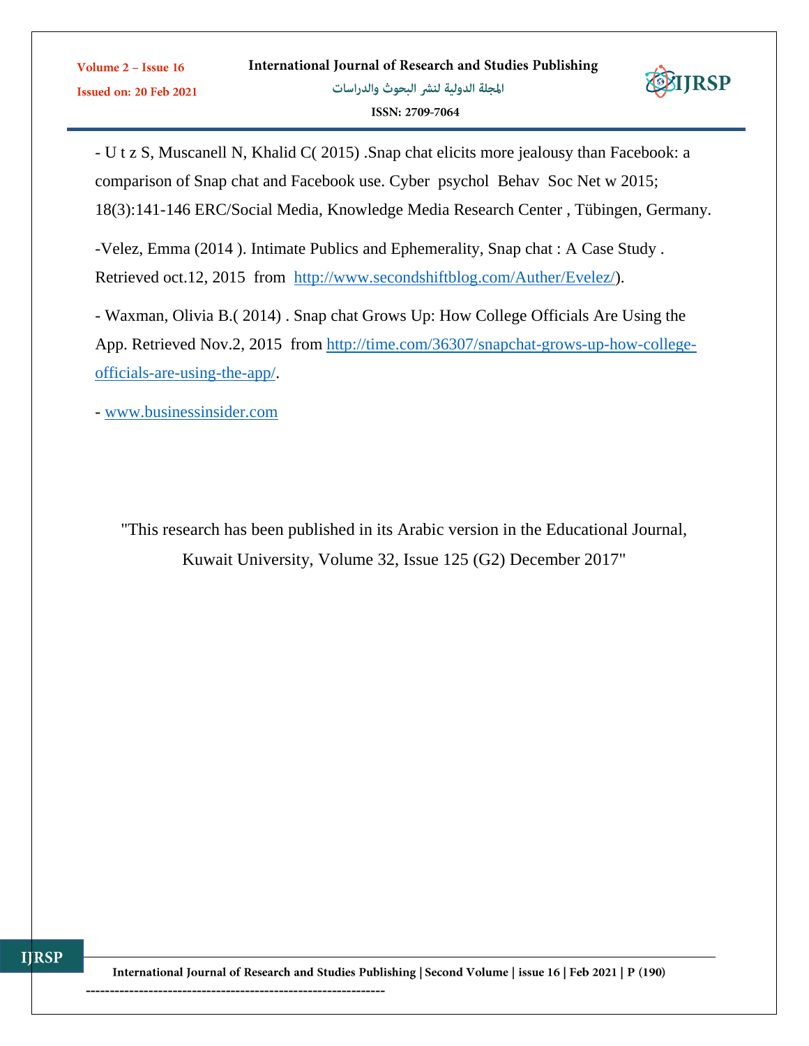- U t z S, Muscanell N, Khalid C( 2015) .Snap chat elicits more jealousy than Facebook: a comparison of Snap chat and Facebook use. Cyber psychol Behav Soc Net w 2015; 18(3):141-146 ERC/Social Media, Knowledge Media Research Center , Tübingen, Germany.

-Velez, Emma (2014 ). Intimate Publics and Ephemerality, Snap chat : A Case Study . Retrieved oct.12, 2015 from http://www.secondshiftblog.com/Auther/Evelez/).

- Waxman, Olivia B.( 2014) . Snap chat Grows Up: How College Officials Are Using the App. Retrieved Nov.2, 2015 from http://time.com/36307/snapchat-grows-up-how-college-officials-are-using-the-app/.

- www.businessinsider.com

"This research has been published in its Arabic version in the Educational Journal, Kuwait University, Volume 32, Issue 125 (G2) December 2017"